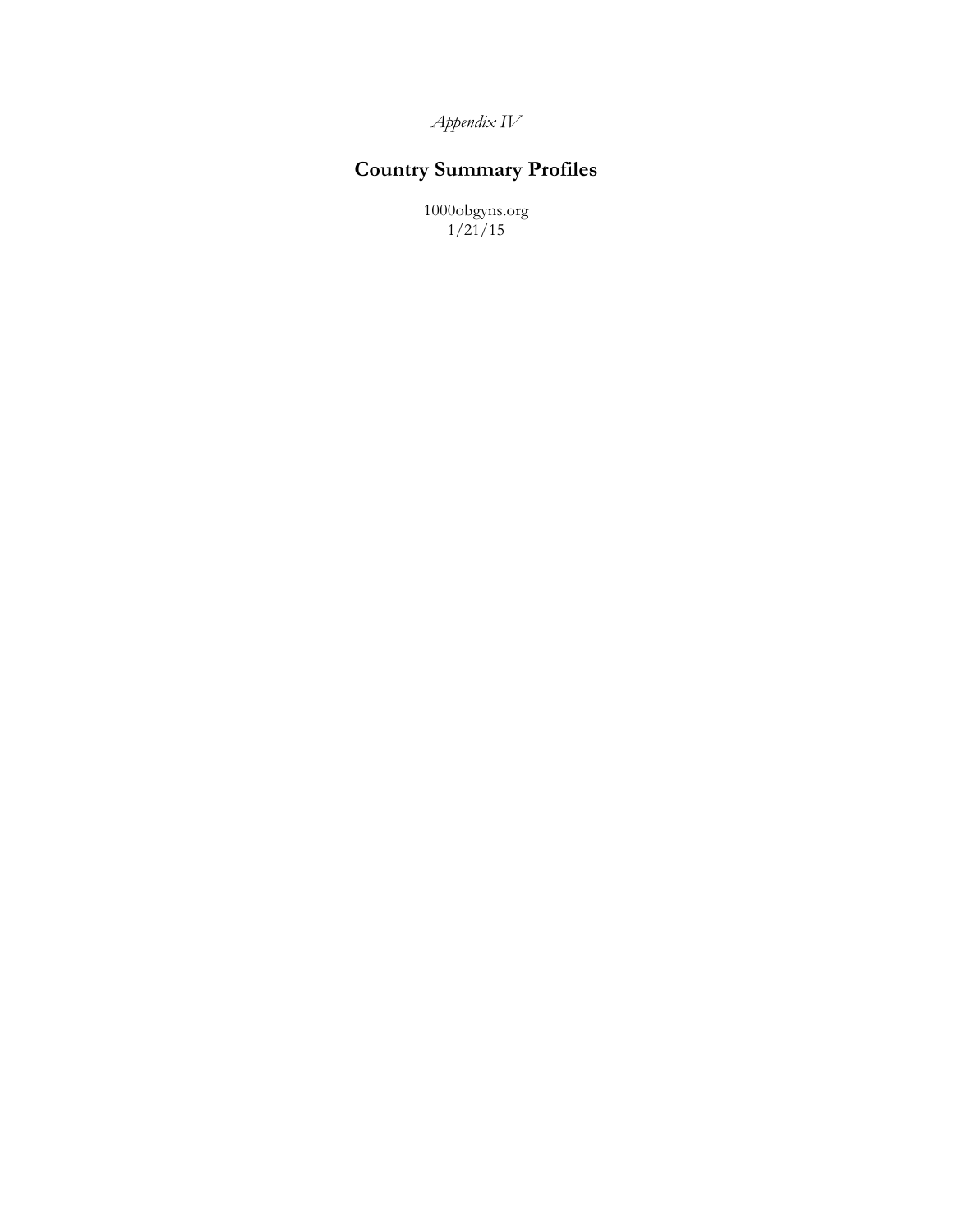*Appendix IV*

# Country Summary Profiles

1000obgyns.org
1/21/15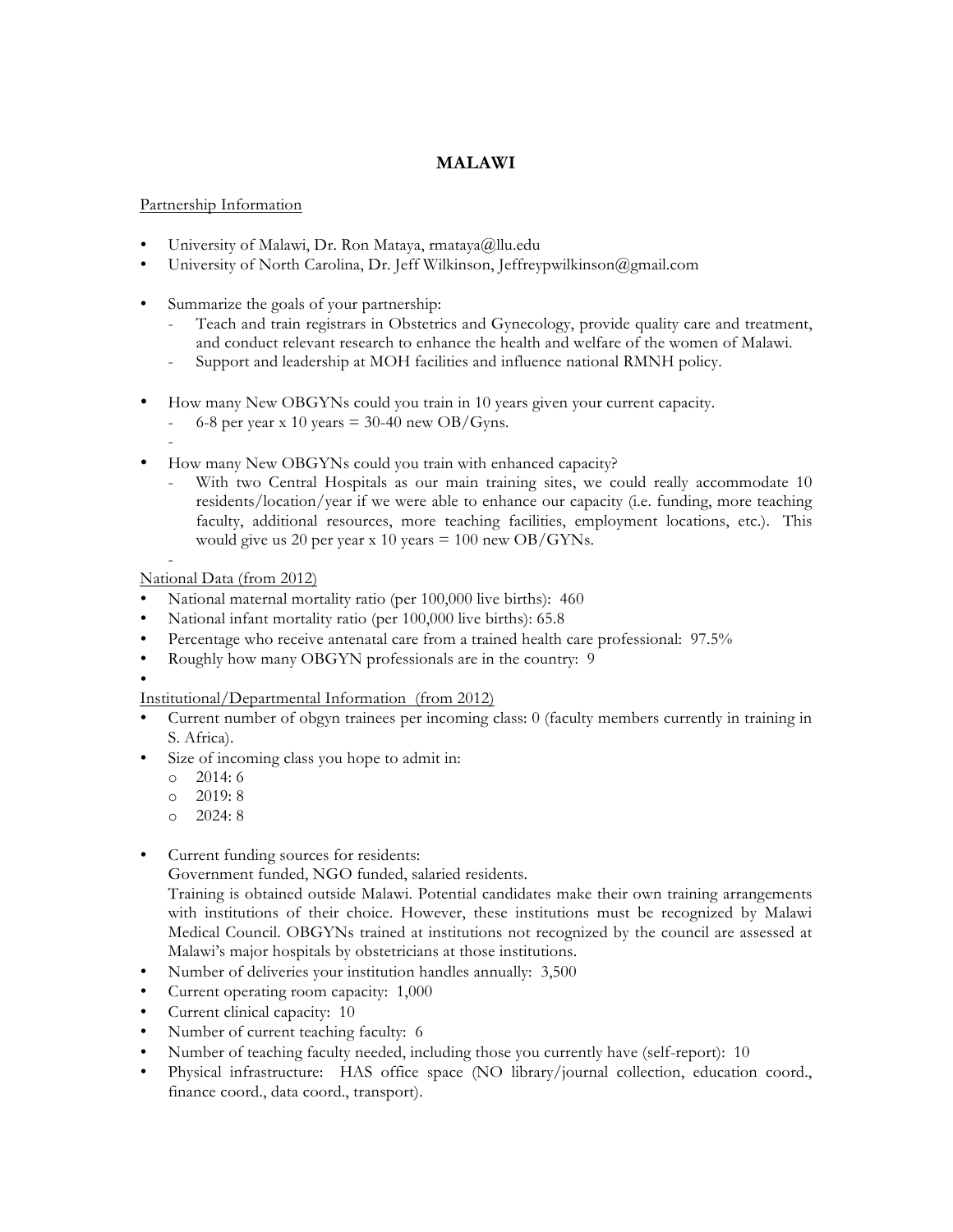# MALAWI

Partnership Information

- University of Malawi, Dr. Ron Mataya, rmataya@llu.edu
- University of North Carolina, Dr. Jeff Wilkinson, Jeffreypwilkinson@gmail.com

- Summarize the goals of your partnership:
    - Teach and train registrars in Obstetrics and Gynecology, provide quality care and treatment, and conduct relevant research to enhance the health and welfare of the women of Malawi.
    - Support and leadership at MOH facilities and influence national RMNH policy.

- How many New OBGYNs could you train in 10 years given your current capacity.
    - 6-8 per year x 10 years = 30-40 new OB/Gyns.
    -
- How many New OBGYNs could you train with enhanced capacity?
    - With two Central Hospitals as our main training sites, we could really accommodate 10 residents/location/year if we were able to enhance our capacity (i.e. funding, more teaching faculty, additional resources, more teaching facilities, employment locations, etc.). This would give us 20 per year x 10 years = 100 new OB/GYNs.
    -

National Data (from 2012)

- National maternal mortality ratio (per 100,000 live births): 460
- National infant mortality ratio (per 100,000 live births): 65.8
- Percentage who receive antenatal care from a trained health care professional: 97.5%
- Roughly how many OBGYN professionals are in the country: 9
-

Institutional/Departmental Information (from 2012)

- Current number of obgyn trainees per incoming class: 0 (faculty members currently in training in S. Africa).
- Size of incoming class you hope to admit in:
    - 2014: 6
    - 2019: 8
    - 2024: 8

- Current funding sources for residents:
  Government funded, NGO funded, salaried residents.
  Training is obtained outside Malawi. Potential candidates make their own training arrangements with institutions of their choice. However, these institutions must be recognized by Malawi Medical Council. OBGYNs trained at institutions not recognized by the council are assessed at Malawi's major hospitals by obstetricians at those institutions.
- Number of deliveries your institution handles annually: 3,500
- Current operating room capacity: 1,000
- Current clinical capacity: 10
- Number of current teaching faculty: 6
- Number of teaching faculty needed, including those you currently have (self-report): 10
- Physical infrastructure: HAS office space (NO library/journal collection, education coord., finance coord., data coord., transport).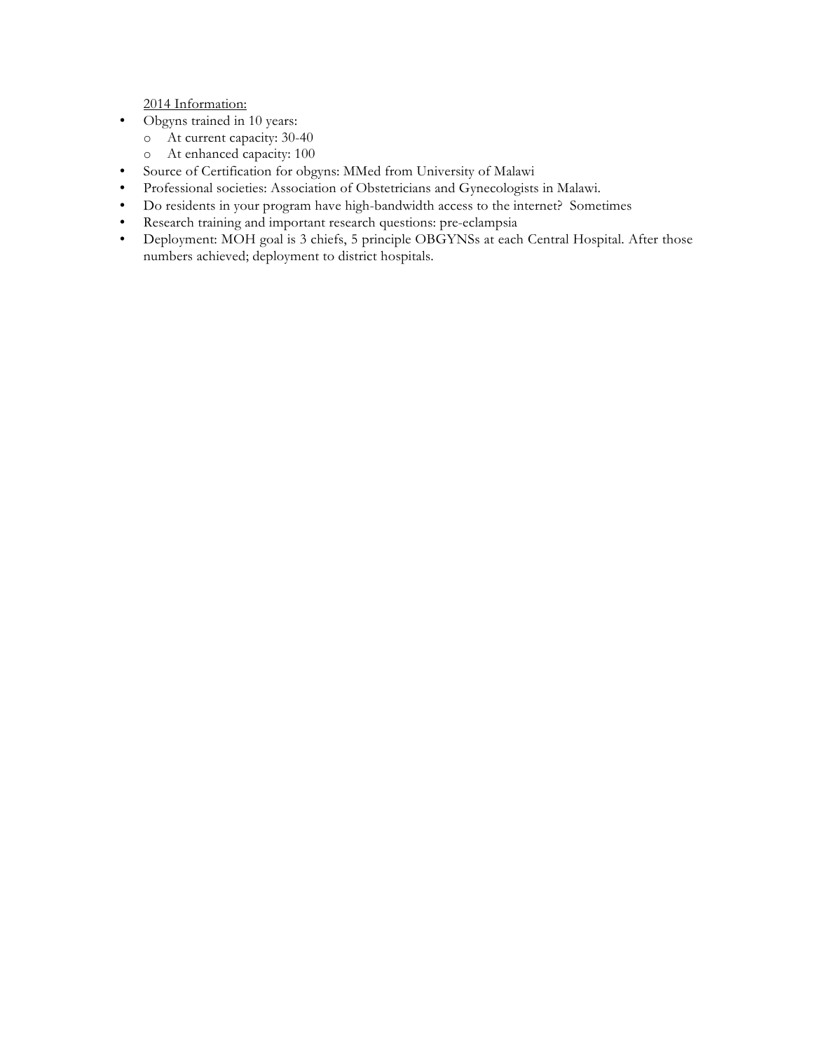<u>2014 Information:</u>

- Obgyns trained in 10 years:
  - At current capacity: 30-40
  - At enhanced capacity: 100
- Source of Certification for obgyns: MMed from University of Malawi
- Professional societies: Association of Obstetricians and Gynecologists in Malawi.
- Do residents in your program have high-bandwidth access to the internet?  Sometimes
- Research training and important research questions: pre-eclampsia
- Deployment: MOH goal is 3 chiefs, 5 principle OBGYNSs at each Central Hospital. After those numbers achieved; deployment to district hospitals.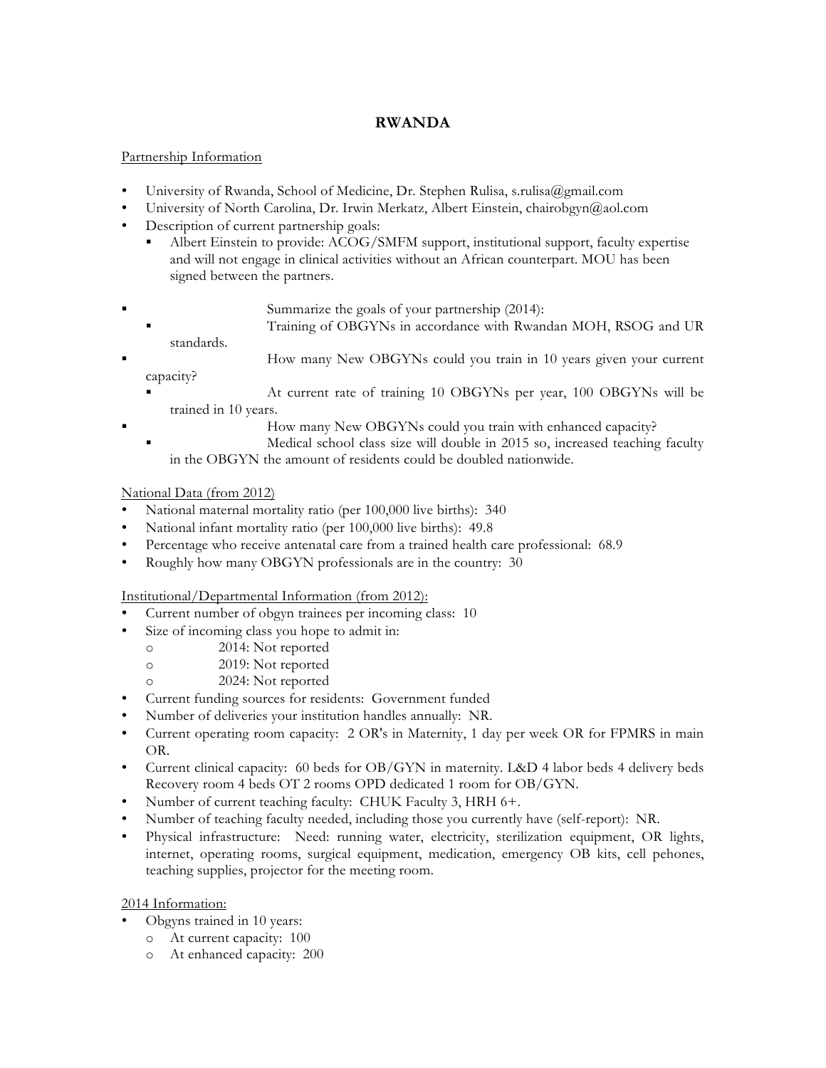# RWANDA

Partnership Information

- University of Rwanda, School of Medicine, Dr. Stephen Rulisa, s.rulisa@gmail.com
- University of North Carolina, Dr. Irwin Merkatz, Albert Einstein, chairobgyn@aol.com
- Description of current partnership goals:
  - Albert Einstein to provide: ACOG/SMFM support, institutional support, faculty expertise and will not engage in clinical activities without an African counterpart. MOU has been signed between the partners.

- Summarize the goals of your partnership (2014):
  - Training of OBGYNs in accordance with Rwandan MOH, RSOG and UR standards.
- How many New OBGYNs could you train in 10 years given your current capacity?
  - At current rate of training 10 OBGYNs per year, 100 OBGYNs will be trained in 10 years.
- How many New OBGYNs could you train with enhanced capacity?
  - Medical school class size will double in 2015 so, increased teaching faculty in the OBGYN the amount of residents could be doubled nationwide.

National Data (from 2012)

- National maternal mortality ratio (per 100,000 live births): 340
- National infant mortality ratio (per 100,000 live births): 49.8
- Percentage who receive antenatal care from a trained health care professional: 68.9
- Roughly how many OBGYN professionals are in the country: 30

Institutional/Departmental Information (from 2012):

- Current number of obgyn trainees per incoming class: 10
- Size of incoming class you hope to admit in:
  - 2014: Not reported
  - 2019: Not reported
  - 2024: Not reported
- Current funding sources for residents: Government funded
- Number of deliveries your institution handles annually: NR.
- Current operating room capacity: 2 OR's in Maternity, 1 day per week OR for FPMRS in main OR.
- Current clinical capacity: 60 beds for OB/GYN in maternity. L&D 4 labor beds 4 delivery beds Recovery room 4 beds OT 2 rooms OPD dedicated 1 room for OB/GYN.
- Number of current teaching faculty: CHUK Faculty 3, HRH 6+.
- Number of teaching faculty needed, including those you currently have (self-report): NR.
- Physical infrastructure: Need: running water, electricity, sterilization equipment, OR lights, internet, operating rooms, surgical equipment, medication, emergency OB kits, cell pehones, teaching supplies, projector for the meeting room.

2014 Information:

- Obgyns trained in 10 years:
  - At current capacity: 100
  - At enhanced capacity: 200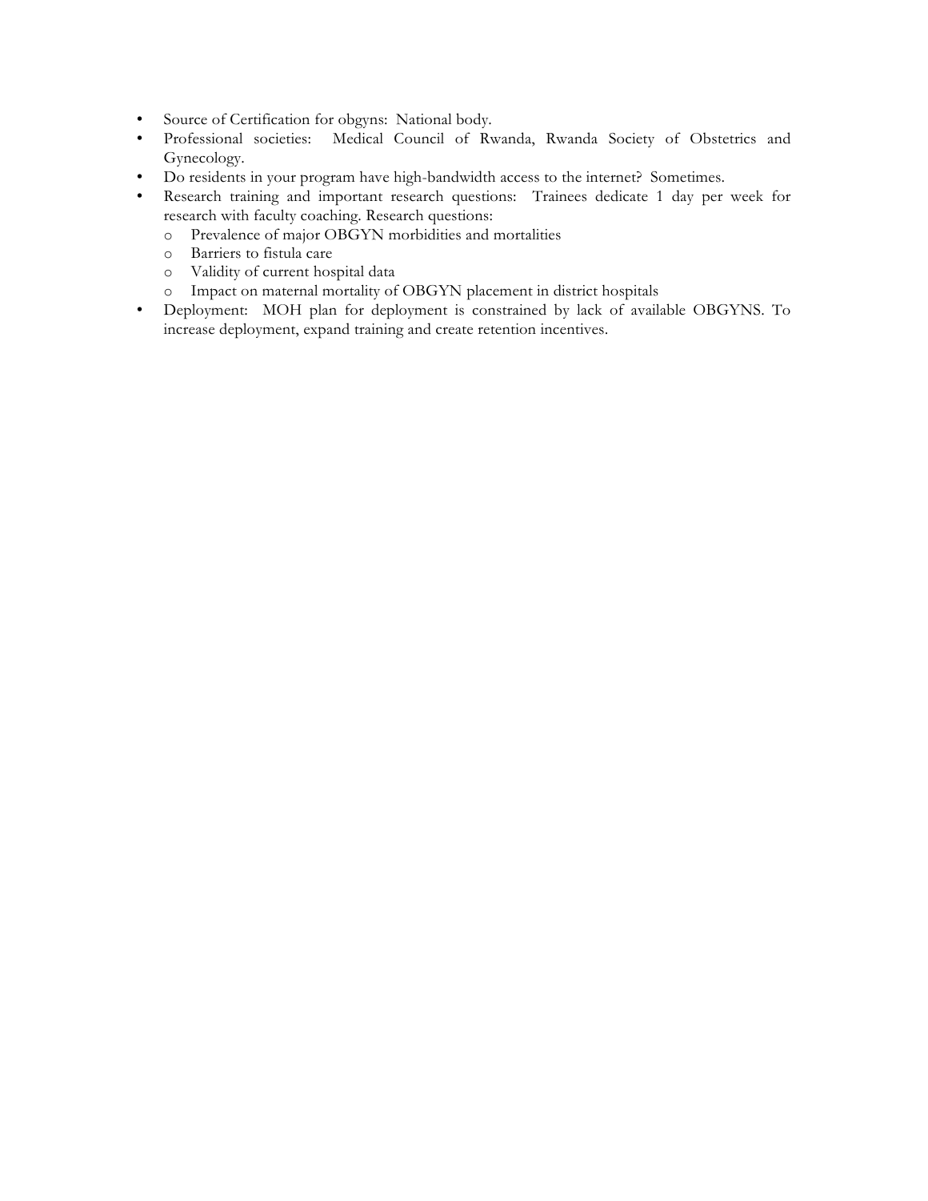- Source of Certification for obgyns: National body.
- Professional societies: Medical Council of Rwanda, Rwanda Society of Obstetrics and Gynecology.
- Do residents in your program have high-bandwidth access to the internet? Sometimes.
- Research training and important research questions: Trainees dedicate 1 day per week for research with faculty coaching. Research questions:
    - Prevalence of major OBGYN morbidities and mortalities
    - Barriers to fistula care
    - Validity of current hospital data
    - Impact on maternal mortality of OBGYN placement in district hospitals
- Deployment: MOH plan for deployment is constrained by lack of available OBGYNS. To increase deployment, expand training and create retention incentives.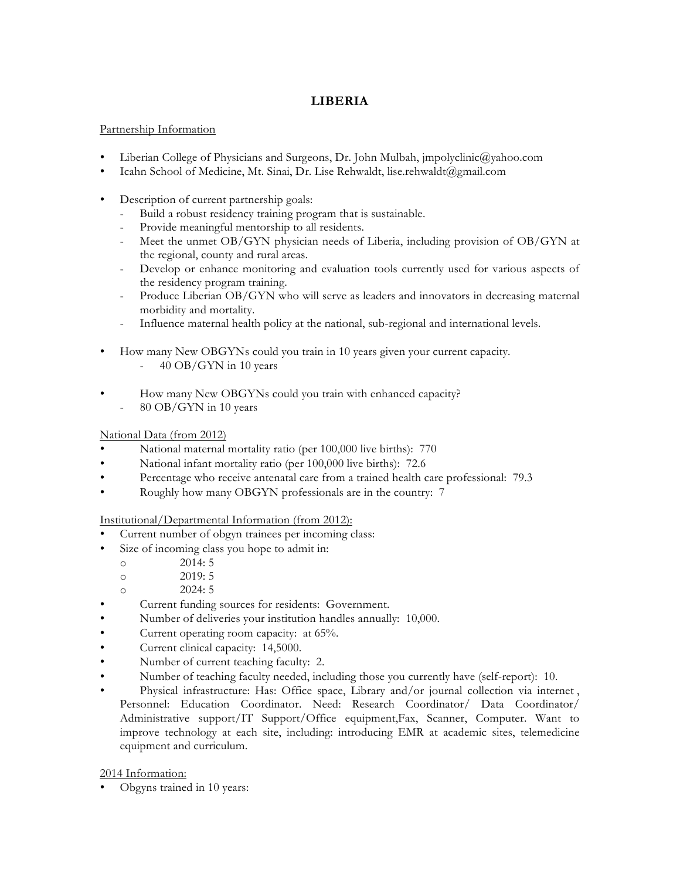# LIBERIA

Partnership Information

- Liberian College of Physicians and Surgeons, Dr. John Mulbah, jmpolyclinic@yahoo.com
- Icahn School of Medicine, Mt. Sinai, Dr. Lise Rehwaldt, lise.rehwaldt@gmail.com

- Description of current partnership goals:
  - Build a robust residency training program that is sustainable.
  - Provide meaningful mentorship to all residents.
  - Meet the unmet OB/GYN physician needs of Liberia, including provision of OB/GYN at the regional, county and rural areas.
  - Develop or enhance monitoring and evaluation tools currently used for various aspects of the residency program training.
  - Produce Liberian OB/GYN who will serve as leaders and innovators in decreasing maternal morbidity and mortality.
  - Influence maternal health policy at the national, sub-regional and international levels.

- How many New OBGYNs could you train in 10 years given your current capacity.
  - 40 OB/GYN in 10 years

- How many New OBGYNs could you train with enhanced capacity?
  - 80 OB/GYN in 10 years

National Data (from 2012)

- National maternal mortality ratio (per 100,000 live births): 770
- National infant mortality ratio (per 100,000 live births): 72.6
- Percentage who receive antenatal care from a trained health care professional: 79.3
- Roughly how many OBGYN professionals are in the country: 7

Institutional/Departmental Information (from 2012):

- Current number of obgyn trainees per incoming class:
- Size of incoming class you hope to admit in:
  - 2014: 5
  - 2019: 5
  - 2024: 5
- Current funding sources for residents: Government.
- Number of deliveries your institution handles annually: 10,000.
- Current operating room capacity: at 65%.
- Current clinical capacity: 14,5000.
- Number of current teaching faculty: 2.
- Number of teaching faculty needed, including those you currently have (self-report): 10.
- Physical infrastructure: Has: Office space, Library and/or journal collection via internet , Personnel: Education Coordinator. Need: Research Coordinator/ Data Coordinator/ Administrative support/IT Support/Office equipment,Fax, Scanner, Computer. Want to improve technology at each site, including: introducing EMR at academic sites, telemedicine equipment and curriculum.

2014 Information:

- Obgyns trained in 10 years: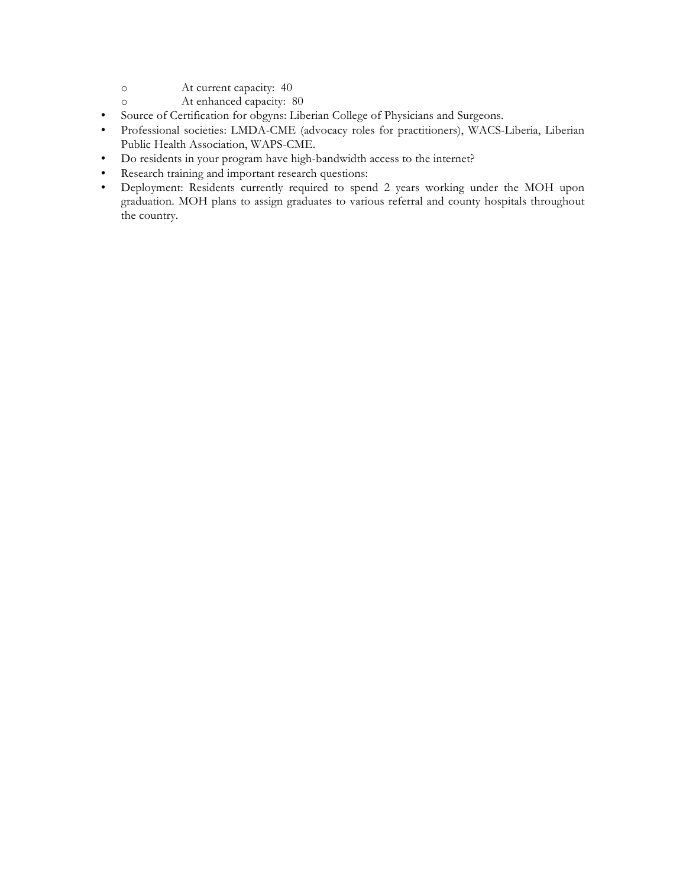- At current capacity: 40
    - At enhanced capacity: 80
- Source of Certification for obgyns: Liberian College of Physicians and Surgeons.
- Professional societies: LMDA-CME (advocacy roles for practitioners), WACS-Liberia, Liberian Public Health Association, WAPS-CME.
- Do residents in your program have high-bandwidth access to the internet?
- Research training and important research questions:
- Deployment: Residents currently required to spend 2 years working under the MOH upon graduation. MOH plans to assign graduates to various referral and county hospitals throughout the country.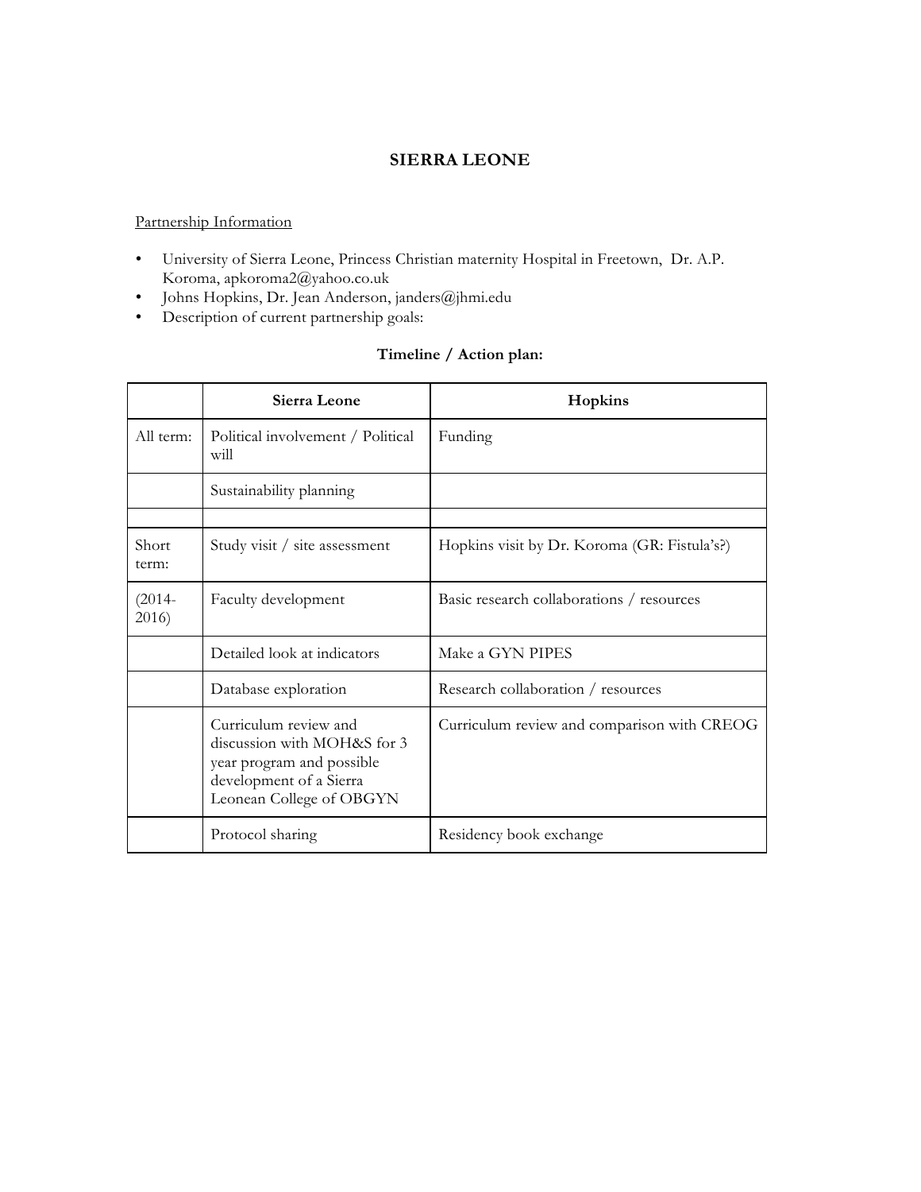# SIERRA LEONE

Partnership Information

- University of Sierra Leone, Princess Christian maternity Hospital in Freetown, Dr. A.P. Koroma, apkoroma2@yahoo.co.uk
- Johns Hopkins, Dr. Jean Anderson, janders@jhmi.edu
- Description of current partnership goals:

**Timeline / Action plan:**

| | **Sierra Leone** | **Hopkins** |
|---|---|---|
| All term: | Political involvement / Political will | Funding |
| | Sustainability planning | |
| | | |
| Short term: | Study visit / site assessment | Hopkins visit by Dr. Koroma (GR: Fistula's?) |
| (2014-2016) | Faculty development | Basic research collaborations / resources |
| | Detailed look at indicators | Make a GYN PIPES |
| | Database exploration | Research collaboration / resources |
| | Curriculum review and discussion with MOH&S for 3 year program and possible development of a Sierra Leonean College of OBGYN | Curriculum review and comparison with CREOG |
| | Protocol sharing | Residency book exchange |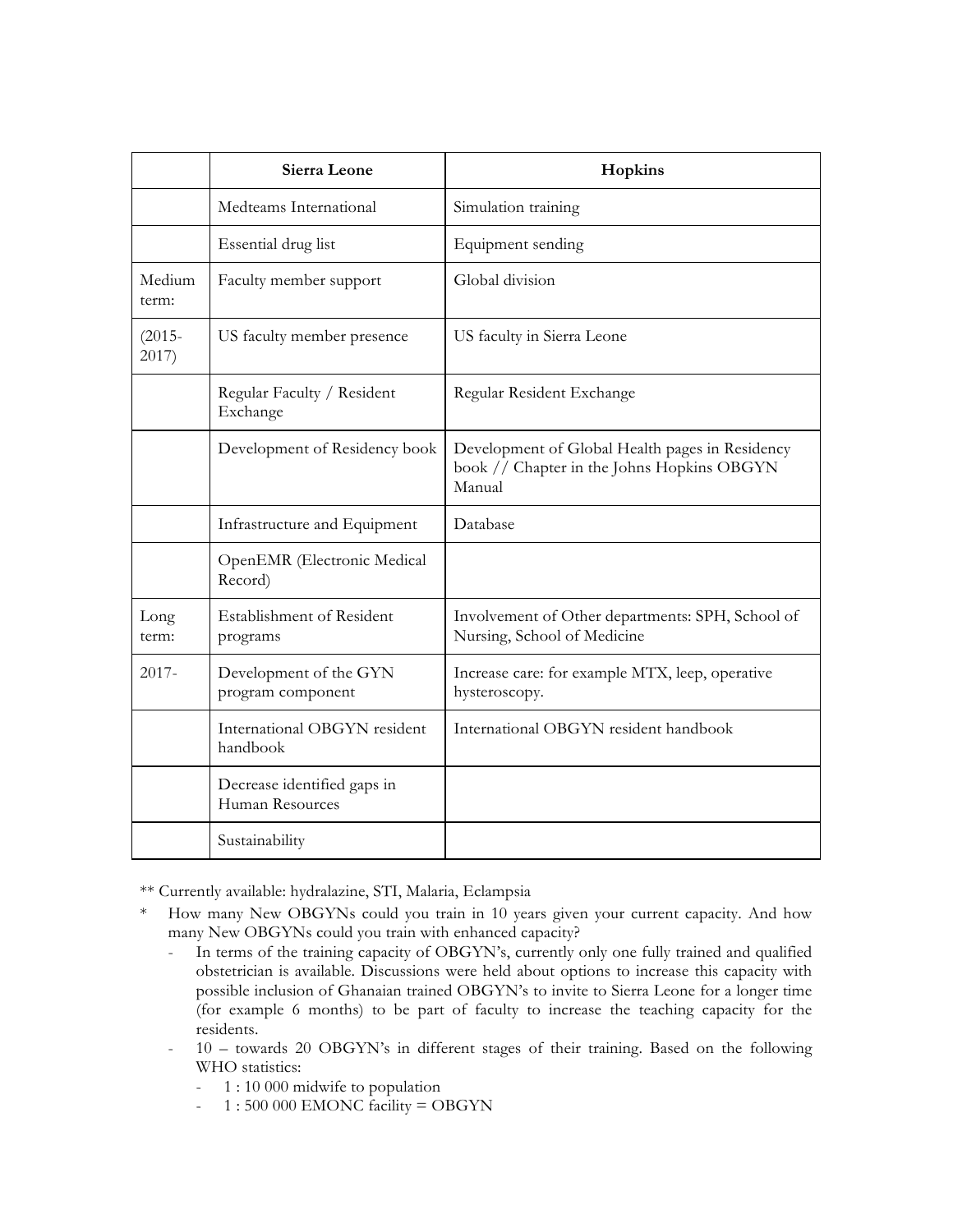| | Sierra Leone | Hopkins |
|---|---|---|
| | Medteams International | Simulation training |
| | Essential drug list | Equipment sending |
| Medium term: | Faculty member support | Global division |
| (2015-2017) | US faculty member presence | US faculty in Sierra Leone |
| | Regular Faculty / Resident Exchange | Regular Resident Exchange |
| | Development of Residency book | Development of Global Health pages in Residency book // Chapter in the Johns Hopkins OBGYN Manual |
| | Infrastructure and Equipment | Database |
| | OpenEMR (Electronic Medical Record) | |
| Long term: | Establishment of Resident programs | Involvement of Other departments: SPH, School of Nursing, School of Medicine |
| 2017- | Development of the GYN program component | Increase care: for example MTX, leep, operative hysteroscopy. |
| | International OBGYN resident handbook | International OBGYN resident handbook |
| | Decrease identified gaps in Human Resources | |
| | Sustainability | |

** Currently available: hydralazine, STI, Malaria, Eclampsia

* How many New OBGYNs could you train in 10 years given your current capacity. And how many New OBGYNs could you train with enhanced capacity?
  - In terms of the training capacity of OBGYN's, currently only one fully trained and qualified obstetrician is available. Discussions were held about options to increase this capacity with possible inclusion of Ghanaian trained OBGYN's to invite to Sierra Leone for a longer time (for example 6 months) to be part of faculty to increase the teaching capacity for the residents.
  - 10 – towards 20 OBGYN's in different stages of their training. Based on the following WHO statistics:
    - 1 : 10 000 midwife to population
    - 1 : 500 000 EMONC facility = OBGYN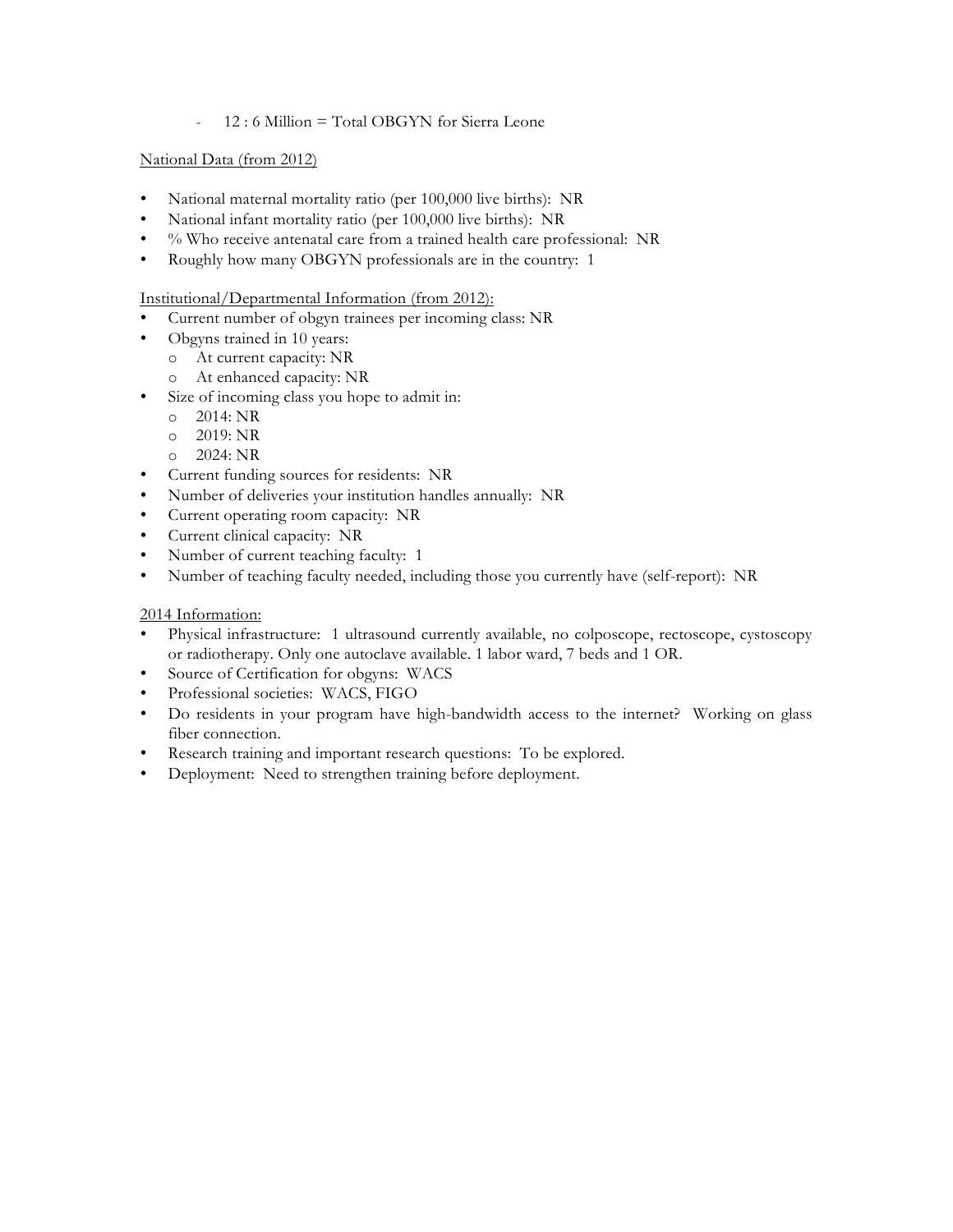- 12 : 6 Million = Total OBGYN for Sierra Leone

National Data (from 2012)

- National maternal mortality ratio (per 100,000 live births): NR
- National infant mortality ratio (per 100,000 live births): NR
- % Who receive antenatal care from a trained health care professional: NR
- Roughly how many OBGYN professionals are in the country: 1

Institutional/Departmental Information (from 2012):

- Current number of obgyn trainees per incoming class: NR
- Obgyns trained in 10 years:
  - At current capacity: NR
  - At enhanced capacity: NR
- Size of incoming class you hope to admit in:
  - 2014: NR
  - 2019: NR
  - 2024: NR
- Current funding sources for residents: NR
- Number of deliveries your institution handles annually: NR
- Current operating room capacity: NR
- Current clinical capacity: NR
- Number of current teaching faculty: 1
- Number of teaching faculty needed, including those you currently have (self-report): NR

2014 Information:

- Physical infrastructure: 1 ultrasound currently available, no colposcope, rectoscope, cystoscopy or radiotherapy. Only one autoclave available. 1 labor ward, 7 beds and 1 OR.
- Source of Certification for obgyns: WACS
- Professional societies: WACS, FIGO
- Do residents in your program have high-bandwidth access to the internet? Working on glass fiber connection.
- Research training and important research questions: To be explored.
- Deployment: Need to strengthen training before deployment.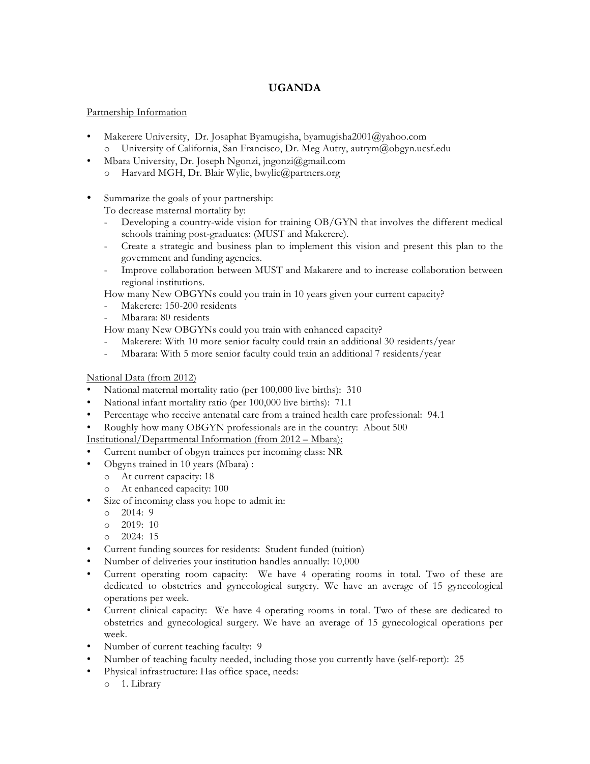# UGANDA

Partnership Information

- Makerere University, Dr. Josaphat Byamugisha, byamugisha2001@yahoo.com
    - o University of California, San Francisco, Dr. Meg Autry, autrym@obgyn.ucsf.edu
- Mbara University, Dr. Joseph Ngonzi, jngonzi@gmail.com
    - o Harvard MGH, Dr. Blair Wylie, bwylie@partners.org

- Summarize the goals of your partnership:
  To decrease maternal mortality by:
    - Developing a country-wide vision for training OB/GYN that involves the different medical schools training post-graduates: (MUST and Makerere).
    - Create a strategic and business plan to implement this vision and present this plan to the government and funding agencies.
    - Improve collaboration between MUST and Makarere and to increase collaboration between regional institutions.

  How many New OBGYNs could you train in 10 years given your current capacity?
    - Makerere: 150-200 residents
    - Mbarara: 80 residents

  How many New OBGYNs could you train with enhanced capacity?
    - Makerere: With 10 more senior faculty could train an additional 30 residents/year
    - Mbarara: With 5 more senior faculty could train an additional 7 residents/year

National Data (from 2012)

- National maternal mortality ratio (per 100,000 live births): 310
- National infant mortality ratio (per 100,000 live births): 71.1
- Percentage who receive antenatal care from a trained health care professional: 94.1
- Roughly how many OBGYN professionals are in the country: About 500

Institutional/Departmental Information (from 2012 – Mbara):

- Current number of obgyn trainees per incoming class: NR
- Obgyns trained in 10 years (Mbara) :
    - o At current capacity: 18
    - o At enhanced capacity: 100
- Size of incoming class you hope to admit in:
    - o 2014: 9
    - o 2019: 10
    - o 2024: 15
- Current funding sources for residents: Student funded (tuition)
- Number of deliveries your institution handles annually: 10,000
- Current operating room capacity: We have 4 operating rooms in total. Two of these are dedicated to obstetrics and gynecological surgery. We have an average of 15 gynecological operations per week.
- Current clinical capacity: We have 4 operating rooms in total. Two of these are dedicated to obstetrics and gynecological surgery. We have an average of 15 gynecological operations per week.
- Number of current teaching faculty: 9
- Number of teaching faculty needed, including those you currently have (self-report): 25
- Physical infrastructure: Has office space, needs:
    - o 1. Library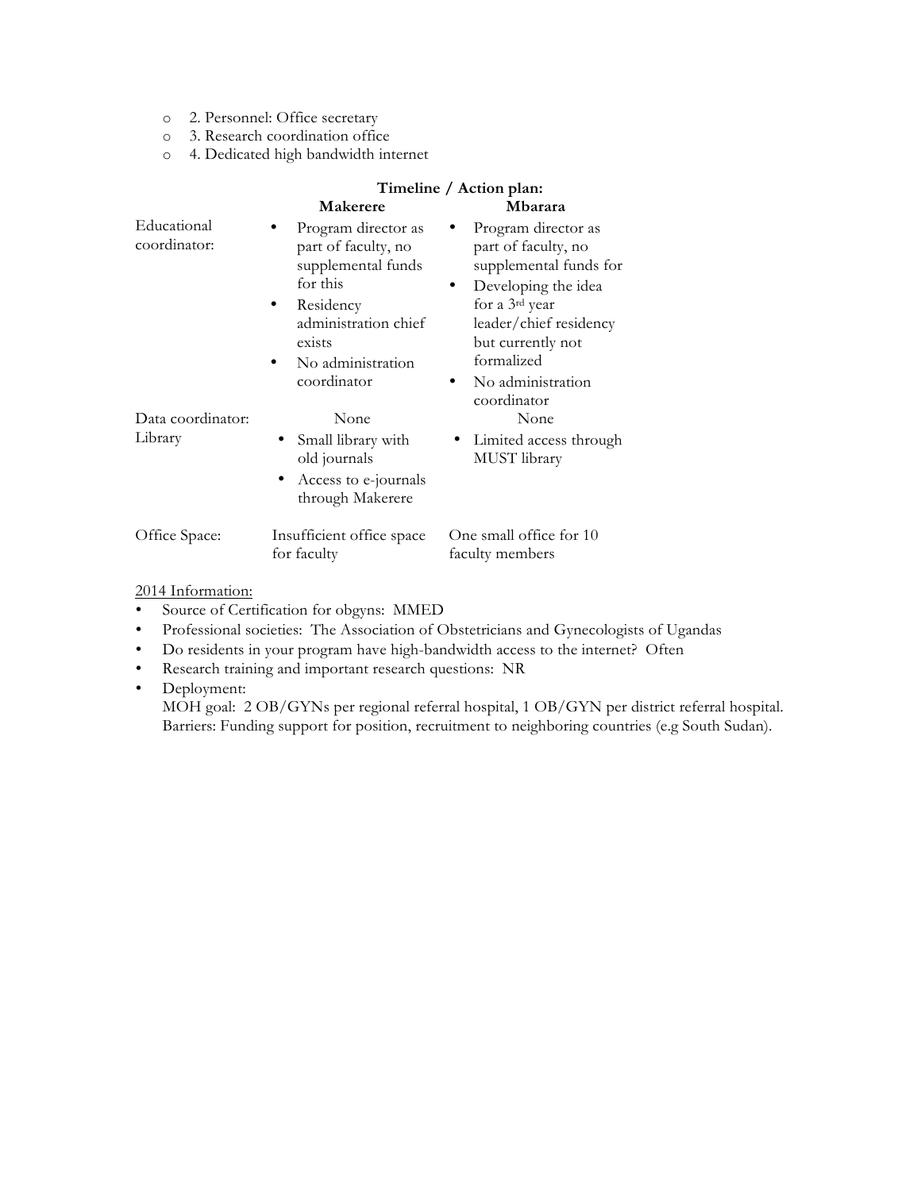- 2. Personnel: Office secretary
- 3. Research coordination office
- 4. Dedicated high bandwidth internet

**Timeline / Action plan:**

| | **Makerere** | **Mbarara** |
|---|---|---|
| Educational coordinator: | • Program director as part of faculty, no supplemental funds for this<br>• Residency administration chief exists<br>• No administration coordinator | • Program director as part of faculty, no supplemental funds for<br>• Developing the idea for a 3rd year leader/chief residency but currently not formalized<br>• No administration coordinator |
| Data coordinator: | None | None |
| Library | • Small library with old journals<br>• Access to e-journals through Makerere | • Limited access through MUST library |
| Office Space: | Insufficient office space for faculty | One small office for 10 faculty members |

<u>2014 Information:</u>

- Source of Certification for obgyns: MMED
- Professional societies: The Association of Obstetricians and Gynecologists of Ugandas
- Do residents in your program have high-bandwidth access to the internet? Often
- Research training and important research questions: NR
- Deployment:
  MOH goal: 2 OB/GYNs per regional referral hospital, 1 OB/GYN per district referral hospital.
  Barriers: Funding support for position, recruitment to neighboring countries (e.g South Sudan).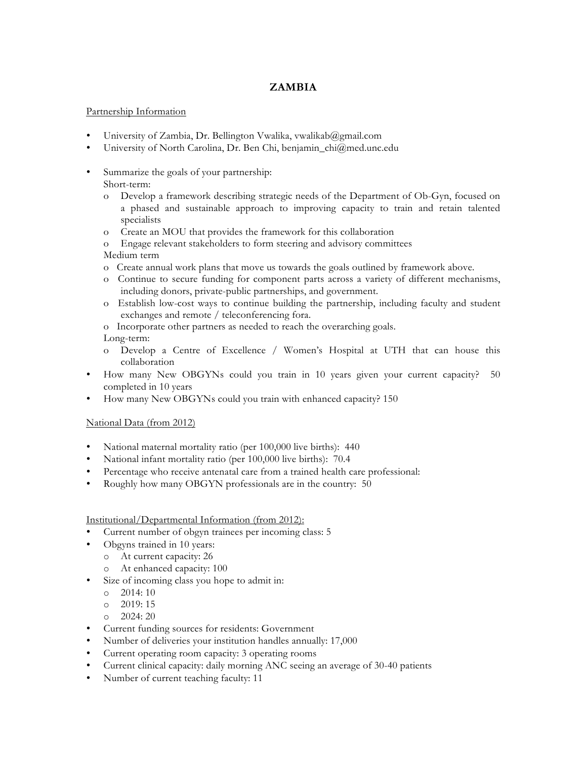# ZAMBIA

Partnership Information

- University of Zambia, Dr. Bellington Vwalika, vwalikab@gmail.com
- University of North Carolina, Dr. Ben Chi, benjamin_chi@med.unc.edu

- Summarize the goals of your partnership:
  Short-term:
  - o Develop a framework describing strategic needs of the Department of Ob-Gyn, focused on a phased and sustainable approach to improving capacity to train and retain talented specialists
  - o Create an MOU that provides the framework for this collaboration
  - o Engage relevant stakeholders to form steering and advisory committees

  Medium term
  - o Create annual work plans that move us towards the goals outlined by framework above.
  - o Continue to secure funding for component parts across a variety of different mechanisms, including donors, private-public partnerships, and government.
  - o Establish low-cost ways to continue building the partnership, including faculty and student exchanges and remote / teleconferencing fora.
  - o Incorporate other partners as needed to reach the overarching goals.

  Long-term:
  - o Develop a Centre of Excellence / Women's Hospital at UTH that can house this collaboration
- How many New OBGYNs could you train in 10 years given your current capacity? 50 completed in 10 years
- How many New OBGYNs could you train with enhanced capacity? 150

National Data (from 2012)

- National maternal mortality ratio (per 100,000 live births): 440
- National infant mortality ratio (per 100,000 live births): 70.4
- Percentage who receive antenatal care from a trained health care professional:
- Roughly how many OBGYN professionals are in the country: 50

Institutional/Departmental Information (from 2012):

- Current number of obgyn trainees per incoming class: 5
- Obgyns trained in 10 years:
  - o At current capacity: 26
  - o At enhanced capacity: 100
- Size of incoming class you hope to admit in:
  - o 2014: 10
  - o 2019: 15
  - o 2024: 20
- Current funding sources for residents: Government
- Number of deliveries your institution handles annually: 17,000
- Current operating room capacity: 3 operating rooms
- Current clinical capacity: daily morning ANC seeing an average of 30-40 patients
- Number of current teaching faculty: 11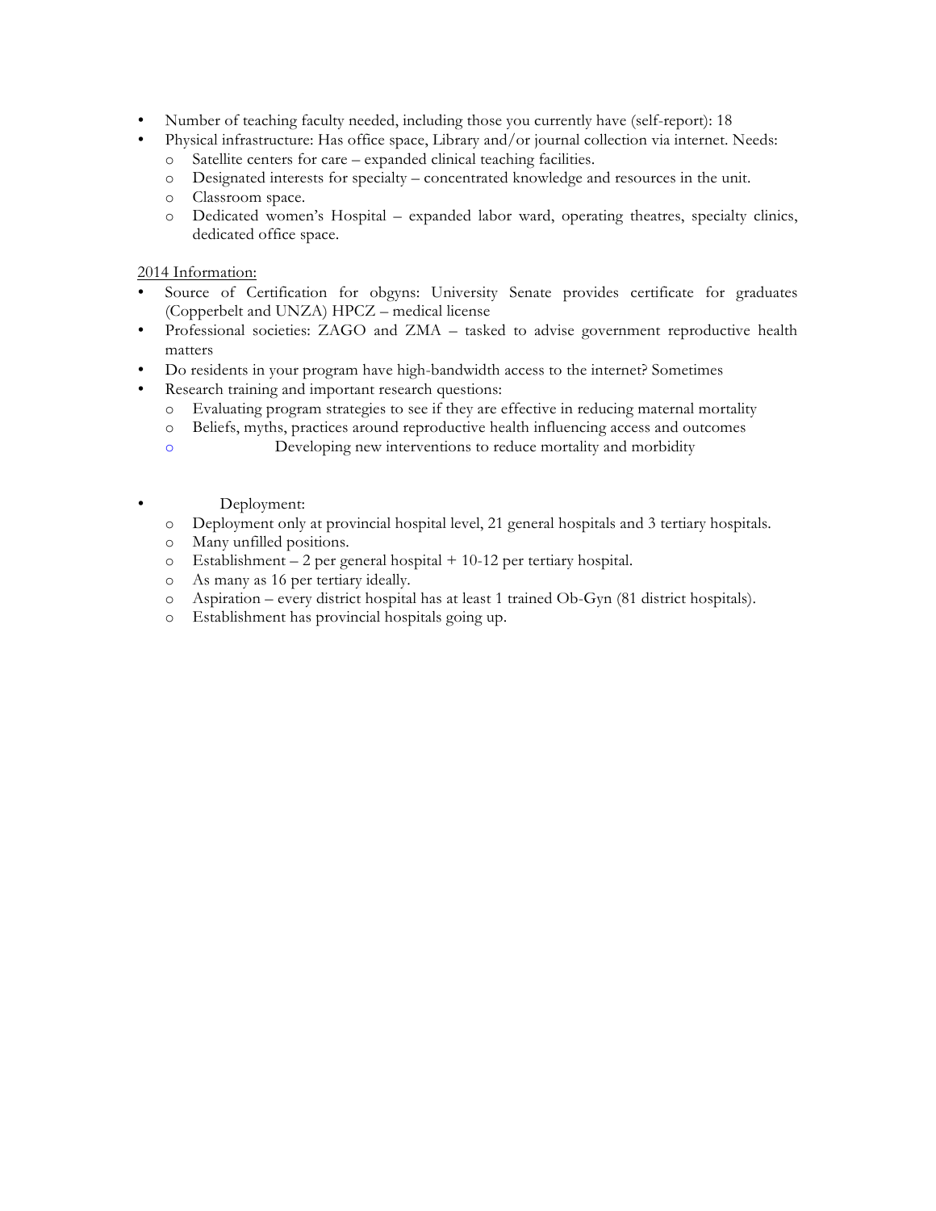- Number of teaching faculty needed, including those you currently have (self-report): 18
- Physical infrastructure: Has office space, Library and/or journal collection via internet. Needs:
  - Satellite centers for care – expanded clinical teaching facilities.
  - Designated interests for specialty – concentrated knowledge and resources in the unit.
  - Classroom space.
  - Dedicated women's Hospital – expanded labor ward, operating theatres, specialty clinics, dedicated office space.

<u>2014 Information:</u>

- Source of Certification for obgyns: University Senate provides certificate for graduates (Copperbelt and UNZA) HPCZ – medical license
- Professional societies: ZAGO and ZMA – tasked to advise government reproductive health matters
- Do residents in your program have high-bandwidth access to the internet? Sometimes
- Research training and important research questions:
  - Evaluating program strategies to see if they are effective in reducing maternal mortality
  - Beliefs, myths, practices around reproductive health influencing access and outcomes
  - Developing new interventions to reduce mortality and morbidity

- Deployment:
  - Deployment only at provincial hospital level, 21 general hospitals and 3 tertiary hospitals.
  - Many unfilled positions.
  - Establishment – 2 per general hospital + 10-12 per tertiary hospital.
  - As many as 16 per tertiary ideally.
  - Aspiration – every district hospital has at least 1 trained Ob-Gyn (81 district hospitals).
  - Establishment has provincial hospitals going up.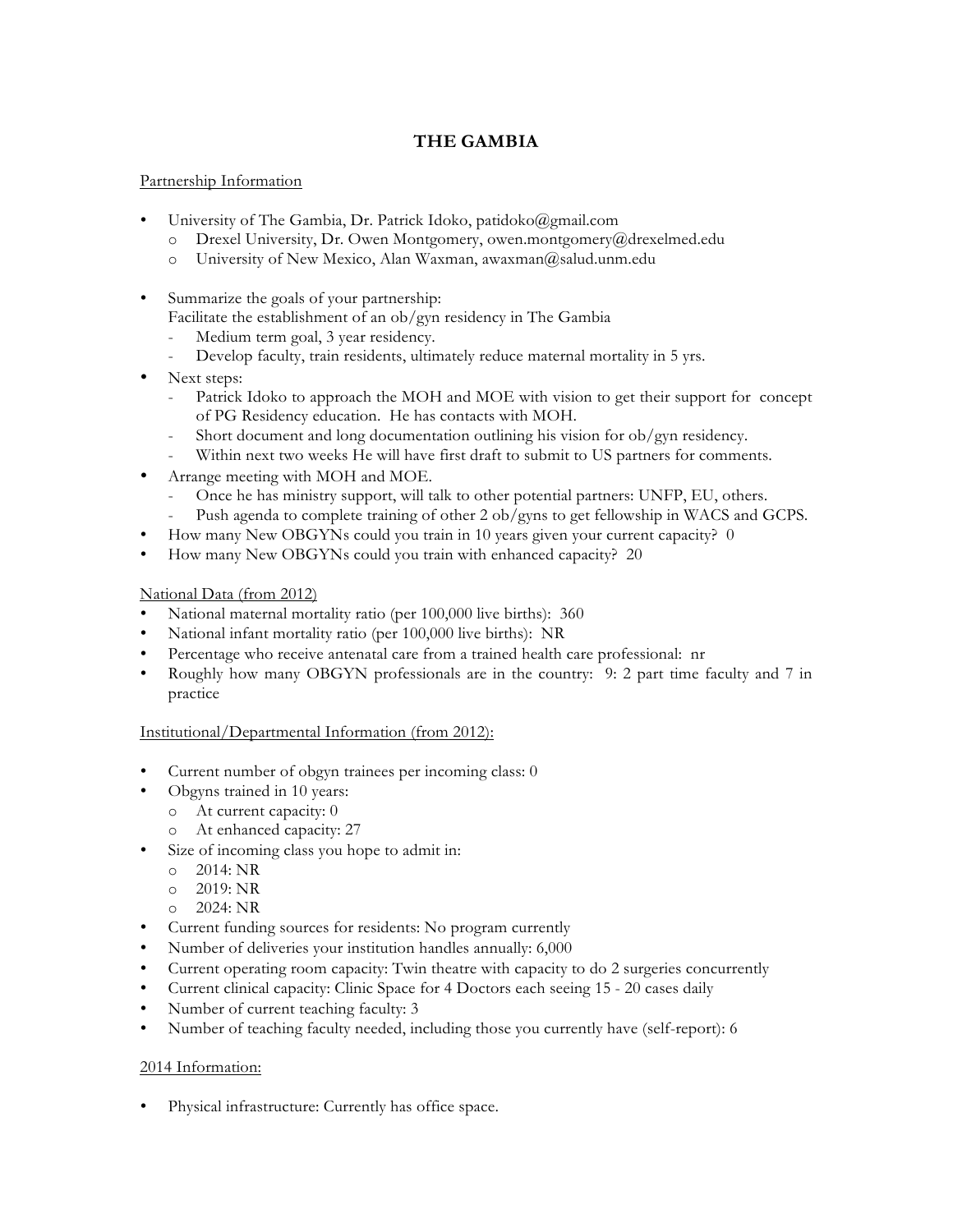# THE GAMBIA

Partnership Information

- University of The Gambia, Dr. Patrick Idoko, patidoko@gmail.com
  - Drexel University, Dr. Owen Montgomery, owen.montgomery@drexelmed.edu
  - University of New Mexico, Alan Waxman, awaxman@salud.unm.edu

- Summarize the goals of your partnership:
  Facilitate the establishment of an ob/gyn residency in The Gambia
  - Medium term goal, 3 year residency.
  - Develop faculty, train residents, ultimately reduce maternal mortality in 5 yrs.
- Next steps:
  - Patrick Idoko to approach the MOH and MOE with vision to get their support for concept of PG Residency education. He has contacts with MOH.
  - Short document and long documentation outlining his vision for ob/gyn residency.
  - Within next two weeks He will have first draft to submit to US partners for comments.
- Arrange meeting with MOH and MOE.
  - Once he has ministry support, will talk to other potential partners: UNFP, EU, others.
  - Push agenda to complete training of other 2 ob/gyns to get fellowship in WACS and GCPS.
- How many New OBGYNs could you train in 10 years given your current capacity? 0
- How many New OBGYNs could you train with enhanced capacity? 20

National Data (from 2012)

- National maternal mortality ratio (per 100,000 live births): 360
- National infant mortality ratio (per 100,000 live births): NR
- Percentage who receive antenatal care from a trained health care professional: nr
- Roughly how many OBGYN professionals are in the country: 9: 2 part time faculty and 7 in practice

Institutional/Departmental Information (from 2012):

- Current number of obgyn trainees per incoming class: 0
- Obgyns trained in 10 years:
  - At current capacity: 0
  - At enhanced capacity: 27
- Size of incoming class you hope to admit in:
  - 2014: NR
  - 2019: NR
  - 2024: NR
- Current funding sources for residents: No program currently
- Number of deliveries your institution handles annually: 6,000
- Current operating room capacity: Twin theatre with capacity to do 2 surgeries concurrently
- Current clinical capacity: Clinic Space for 4 Doctors each seeing 15 - 20 cases daily
- Number of current teaching faculty: 3
- Number of teaching faculty needed, including those you currently have (self-report): 6

2014 Information:

- Physical infrastructure: Currently has office space.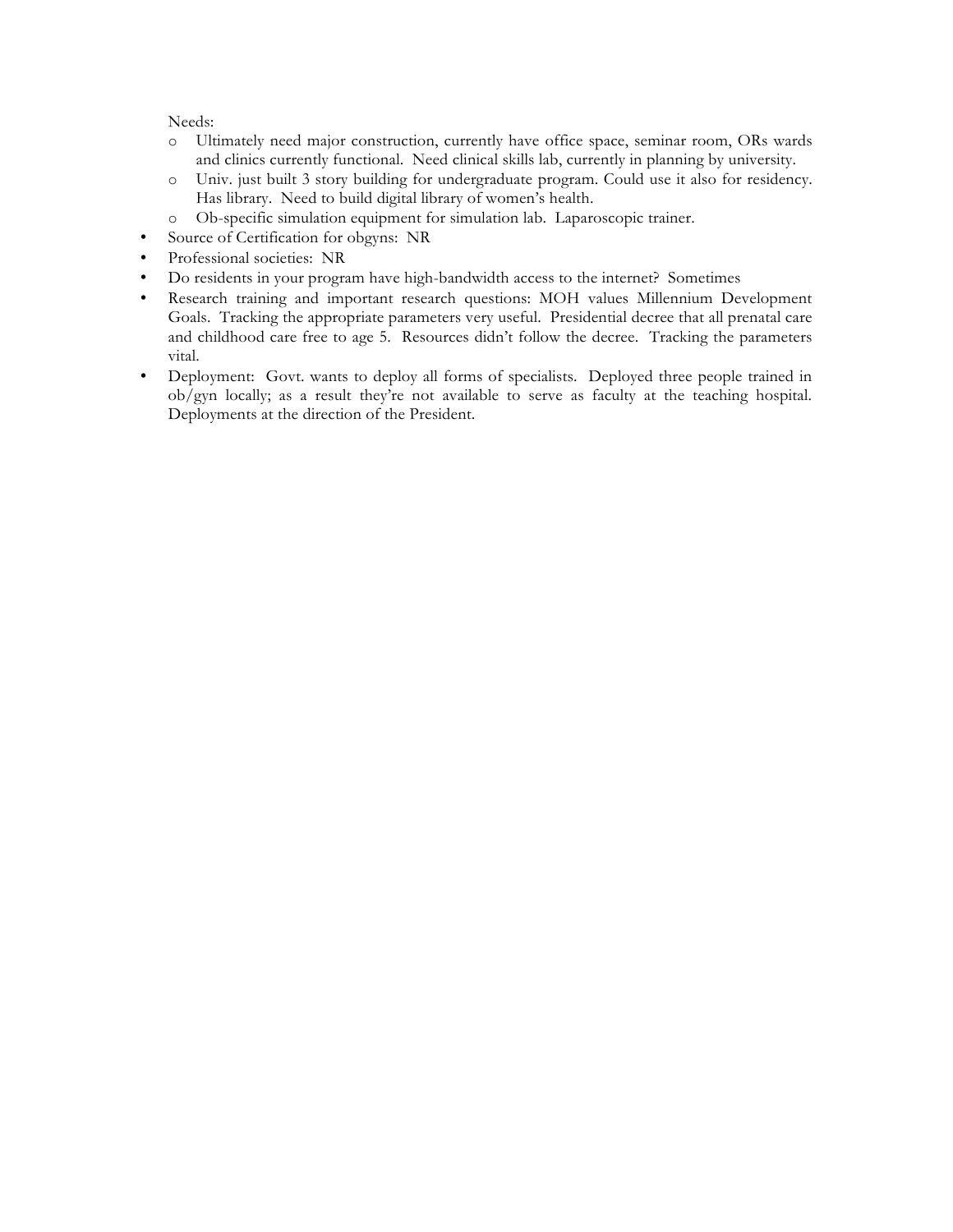Needs:

- Ultimately need major construction, currently have office space, seminar room, ORs wards and clinics currently functional. Need clinical skills lab, currently in planning by university.
- Univ. just built 3 story building for undergraduate program. Could use it also for residency. Has library. Need to build digital library of women's health.
- Ob-specific simulation equipment for simulation lab. Laparoscopic trainer.

- Source of Certification for obgyns: NR
- Professional societies: NR
- Do residents in your program have high-bandwidth access to the internet? Sometimes
- Research training and important research questions: MOH values Millennium Development Goals. Tracking the appropriate parameters very useful. Presidential decree that all prenatal care and childhood care free to age 5. Resources didn't follow the decree. Tracking the parameters vital.
- Deployment: Govt. wants to deploy all forms of specialists. Deployed three people trained in ob/gyn locally; as a result they're not available to serve as faculty at the teaching hospital. Deployments at the direction of the President.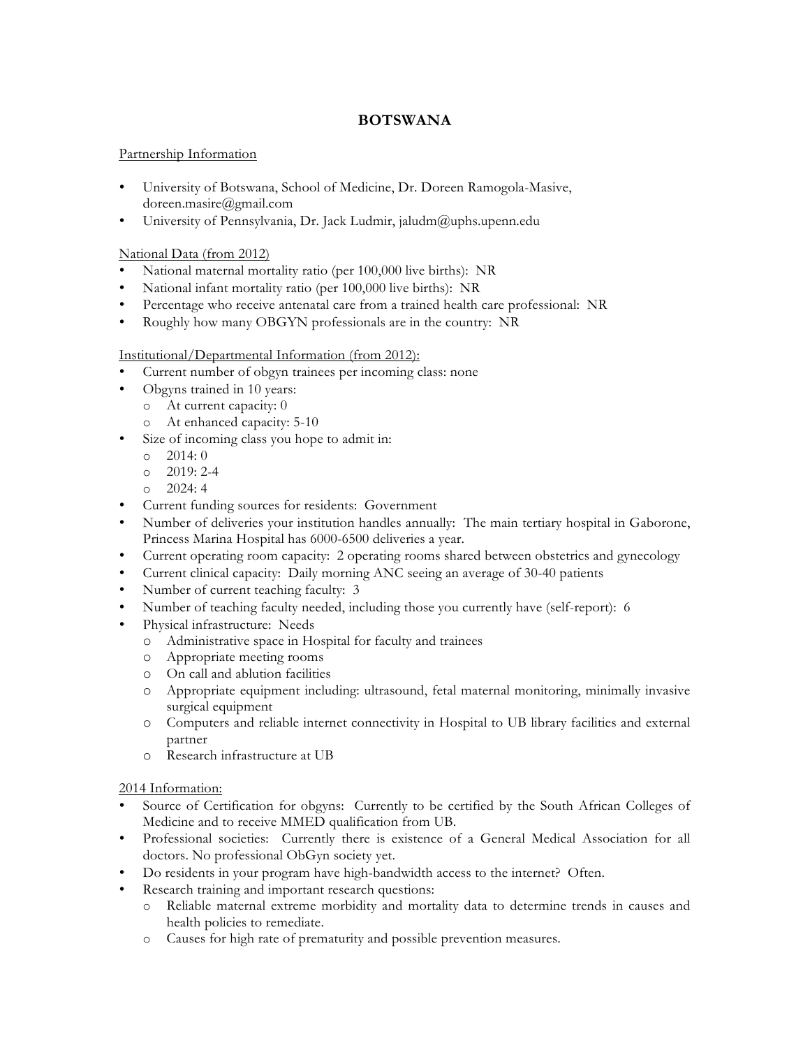# BOTSWANA

Partnership Information

- University of Botswana, School of Medicine, Dr. Doreen Ramogola-Masive, doreen.masire@gmail.com
- University of Pennsylvania, Dr. Jack Ludmir, jaludm@uphs.upenn.edu

National Data (from 2012)

- National maternal mortality ratio (per 100,000 live births): NR
- National infant mortality ratio (per 100,000 live births): NR
- Percentage who receive antenatal care from a trained health care professional: NR
- Roughly how many OBGYN professionals are in the country: NR

Institutional/Departmental Information (from 2012):

- Current number of obgyn trainees per incoming class: none
- Obgyns trained in 10 years:
  - At current capacity: 0
  - At enhanced capacity: 5-10
- Size of incoming class you hope to admit in:
  - 2014: 0
  - 2019: 2-4
  - 2024: 4
- Current funding sources for residents: Government
- Number of deliveries your institution handles annually: The main tertiary hospital in Gaborone, Princess Marina Hospital has 6000-6500 deliveries a year.
- Current operating room capacity: 2 operating rooms shared between obstetrics and gynecology
- Current clinical capacity: Daily morning ANC seeing an average of 30-40 patients
- Number of current teaching faculty: 3
- Number of teaching faculty needed, including those you currently have (self-report): 6
- Physical infrastructure: Needs
  - Administrative space in Hospital for faculty and trainees
  - Appropriate meeting rooms
  - On call and ablution facilities
  - Appropriate equipment including: ultrasound, fetal maternal monitoring, minimally invasive surgical equipment
  - Computers and reliable internet connectivity in Hospital to UB library facilities and external partner
  - Research infrastructure at UB

2014 Information:

- Source of Certification for obgyns: Currently to be certified by the South African Colleges of Medicine and to receive MMED qualification from UB.
- Professional societies: Currently there is existence of a General Medical Association for all doctors. No professional ObGyn society yet.
- Do residents in your program have high-bandwidth access to the internet? Often.
- Research training and important research questions:
  - Reliable maternal extreme morbidity and mortality data to determine trends in causes and health policies to remediate.
  - Causes for high rate of prematurity and possible prevention measures.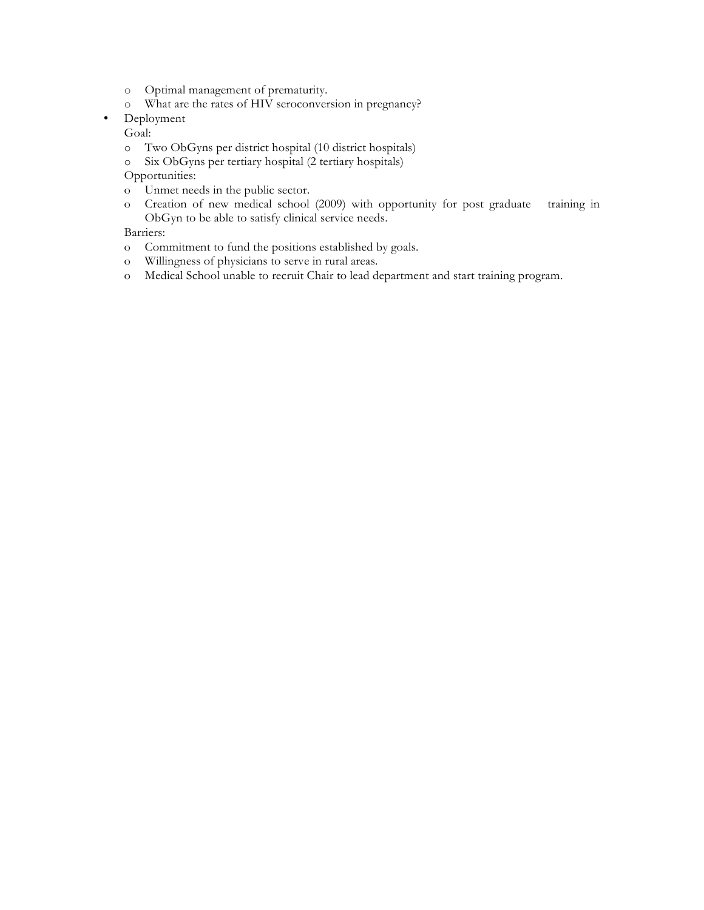- Optimal management of prematurity.
    - What are the rates of HIV seroconversion in pregnancy?
- Deployment

  Goal:
    - Two ObGyns per district hospital (10 district hospitals)
    - Six ObGyns per tertiary hospital (2 tertiary hospitals)

  Opportunities:
    - Unmet needs in the public sector.
    - Creation of new medical school (2009) with opportunity for post graduate training in ObGyn to be able to satisfy clinical service needs.

  Barriers:
    - Commitment to fund the positions established by goals.
    - Willingness of physicians to serve in rural areas.
    - Medical School unable to recruit Chair to lead department and start training program.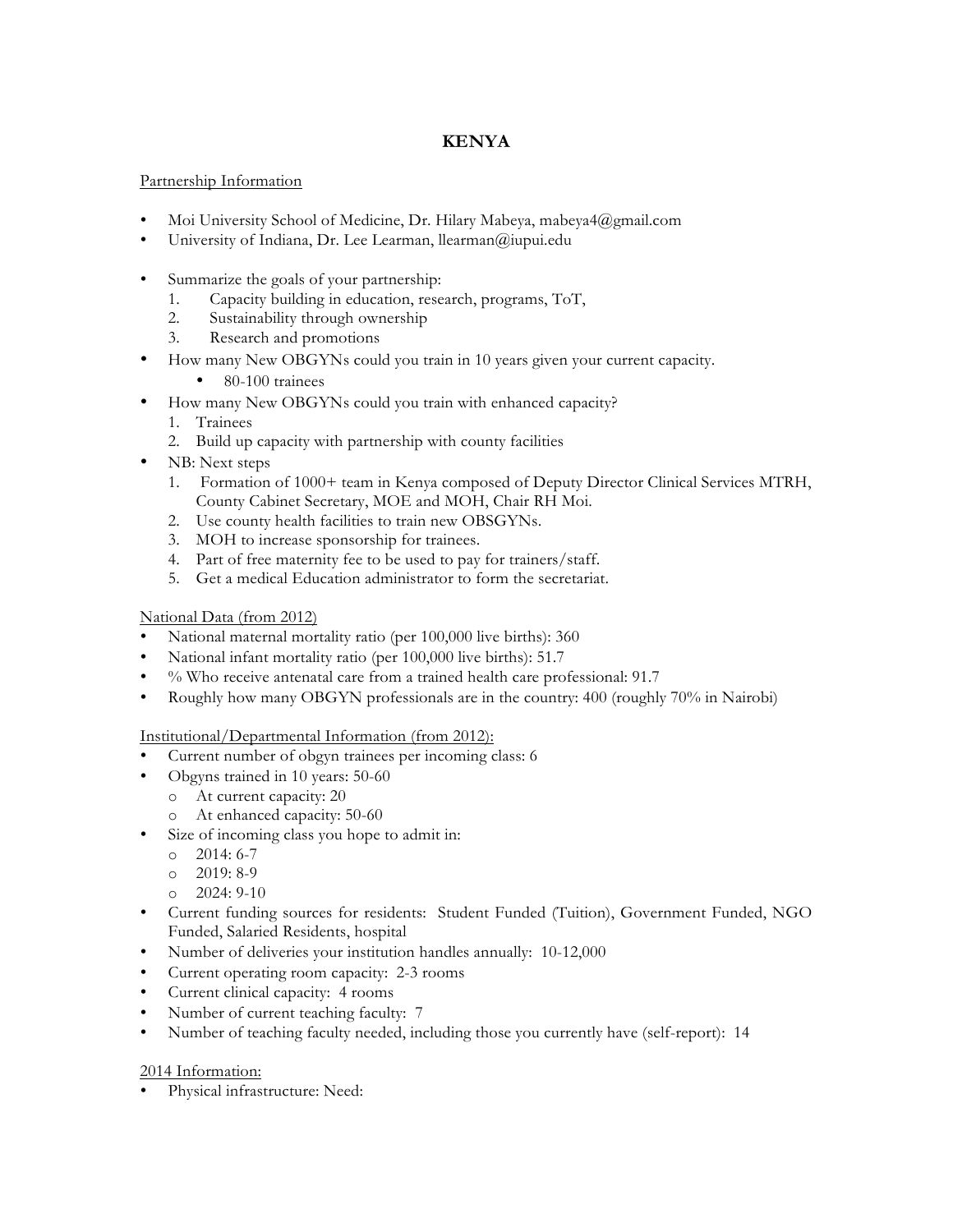# KENYA

Partnership Information

- Moi University School of Medicine, Dr. Hilary Mabeya, mabeya4@gmail.com
- University of Indiana, Dr. Lee Learman, llearman@iupui.edu

- Summarize the goals of your partnership:
  1. Capacity building in education, research, programs, ToT,
  2. Sustainability through ownership
  3. Research and promotions
- How many New OBGYNs could you train in 10 years given your current capacity.
  - 80-100 trainees
- How many New OBGYNs could you train with enhanced capacity?
  1. Trainees
  2. Build up capacity with partnership with county facilities
- NB: Next steps
  1. Formation of 1000+ team in Kenya composed of Deputy Director Clinical Services MTRH, County Cabinet Secretary, MOE and MOH, Chair RH Moi.
  2. Use county health facilities to train new OBSGYNs.
  3. MOH to increase sponsorship for trainees.
  4. Part of free maternity fee to be used to pay for trainers/staff.
  5. Get a medical Education administrator to form the secretariat.

National Data (from 2012)

- National maternal mortality ratio (per 100,000 live births): 360
- National infant mortality ratio (per 100,000 live births): 51.7
- % Who receive antenatal care from a trained health care professional: 91.7
- Roughly how many OBGYN professionals are in the country: 400 (roughly 70% in Nairobi)

Institutional/Departmental Information (from 2012):

- Current number of obgyn trainees per incoming class: 6
- Obgyns trained in 10 years: 50-60
  - At current capacity: 20
  - At enhanced capacity: 50-60
- Size of incoming class you hope to admit in:
  - 2014: 6-7
  - 2019: 8-9
  - 2024: 9-10
- Current funding sources for residents: Student Funded (Tuition), Government Funded, NGO Funded, Salaried Residents, hospital
- Number of deliveries your institution handles annually: 10-12,000
- Current operating room capacity: 2-3 rooms
- Current clinical capacity: 4 rooms
- Number of current teaching faculty: 7
- Number of teaching faculty needed, including those you currently have (self-report): 14

2014 Information:

- Physical infrastructure: Need: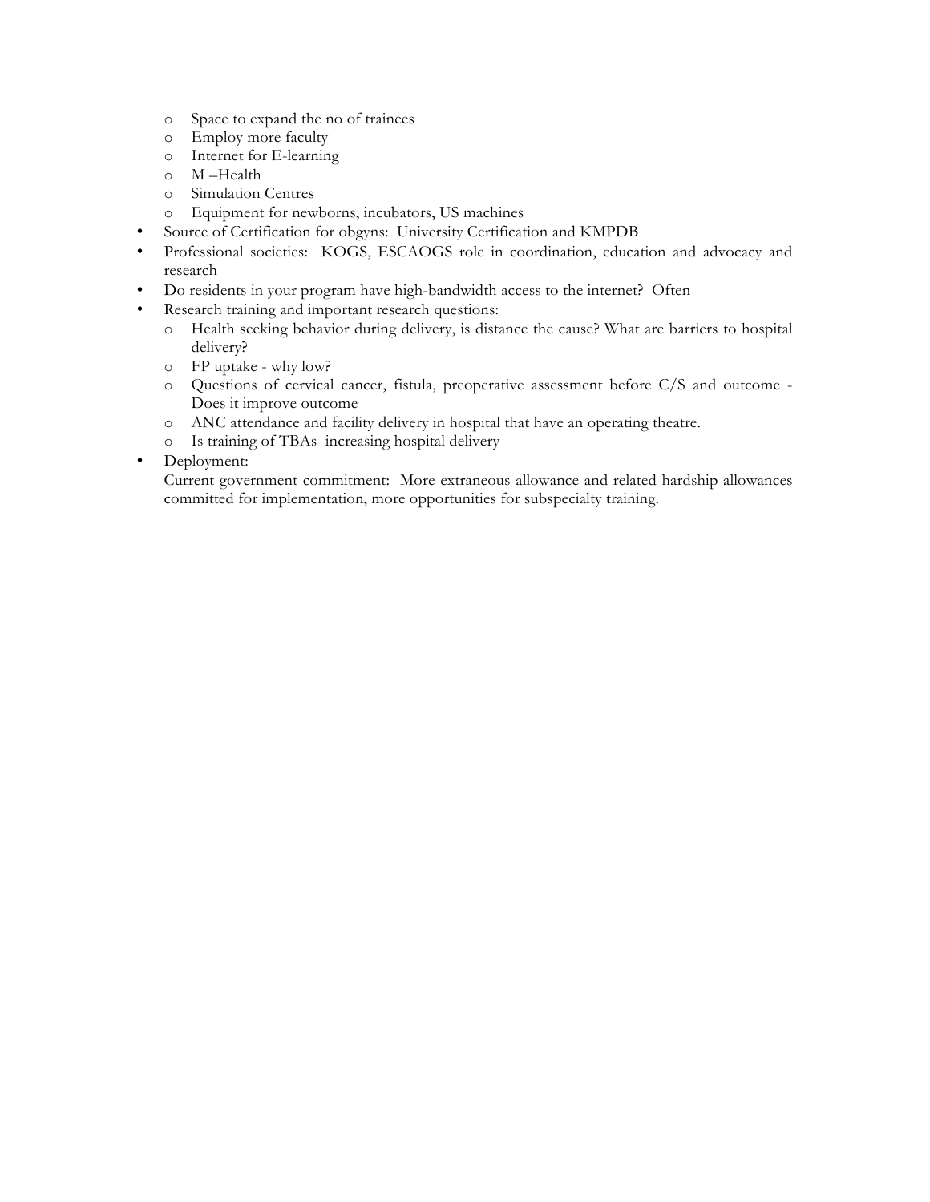- Space to expand the no of trainees
  - Employ more faculty
  - Internet for E-learning
  - M –Health
  - Simulation Centres
  - Equipment for newborns, incubators, US machines
- Source of Certification for obgyns: University Certification and KMPDB
- Professional societies: KOGS, ESCAOGS role in coordination, education and advocacy and research
- Do residents in your program have high-bandwidth access to the internet? Often
- Research training and important research questions:
  - Health seeking behavior during delivery, is distance the cause? What are barriers to hospital delivery?
  - FP uptake - why low?
  - Questions of cervical cancer, fistula, preoperative assessment before C/S and outcome - Does it improve outcome
  - ANC attendance and facility delivery in hospital that have an operating theatre.
  - Is training of TBAs increasing hospital delivery
- Deployment:

  Current government commitment: More extraneous allowance and related hardship allowances committed for implementation, more opportunities for subspecialty training.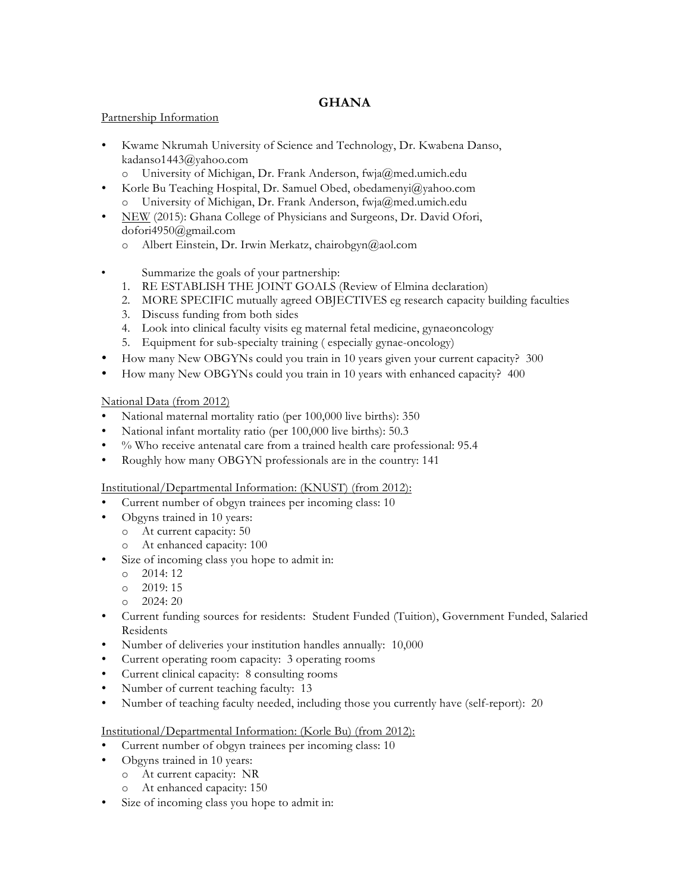# GHANA

Partnership Information

- Kwame Nkrumah University of Science and Technology, Dr. Kwabena Danso, kadanso1443@yahoo.com
  - o University of Michigan, Dr. Frank Anderson, fwja@med.umich.edu
- Korle Bu Teaching Hospital, Dr. Samuel Obed, obedamenyi@yahoo.com
  - o University of Michigan, Dr. Frank Anderson, fwja@med.umich.edu
- NEW (2015): Ghana College of Physicians and Surgeons, Dr. David Ofori, dofori4950@gmail.com
  - o Albert Einstein, Dr. Irwin Merkatz, chairobgyn@aol.com

- Summarize the goals of your partnership:
  1. RE ESTABLISH THE JOINT GOALS (Review of Elmina declaration)
  2. MORE SPECIFIC mutually agreed OBJECTIVES eg research capacity building faculties
  3. Discuss funding from both sides
  4. Look into clinical faculty visits eg maternal fetal medicine, gynaeoncology
  5. Equipment for sub-specialty training ( especially gynae-oncology)
- How many New OBGYNs could you train in 10 years given your current capacity? 300
- How many New OBGYNs could you train in 10 years with enhanced capacity? 400

National Data (from 2012)

- National maternal mortality ratio (per 100,000 live births): 350
- National infant mortality ratio (per 100,000 live births): 50.3
- % Who receive antenatal care from a trained health care professional: 95.4
- Roughly how many OBGYN professionals are in the country: 141

Institutional/Departmental Information: (KNUST) (from 2012):

- Current number of obgyn trainees per incoming class: 10
- Obgyns trained in 10 years:
  - o At current capacity: 50
  - o At enhanced capacity: 100
- Size of incoming class you hope to admit in:
  - o 2014: 12
  - o 2019: 15
  - o 2024: 20
- Current funding sources for residents: Student Funded (Tuition), Government Funded, Salaried Residents
- Number of deliveries your institution handles annually: 10,000
- Current operating room capacity: 3 operating rooms
- Current clinical capacity: 8 consulting rooms
- Number of current teaching faculty: 13
- Number of teaching faculty needed, including those you currently have (self-report): 20

Institutional/Departmental Information: (Korle Bu) (from 2012):

- Current number of obgyn trainees per incoming class: 10
- Obgyns trained in 10 years:
  - o At current capacity: NR
  - o At enhanced capacity: 150
- Size of incoming class you hope to admit in: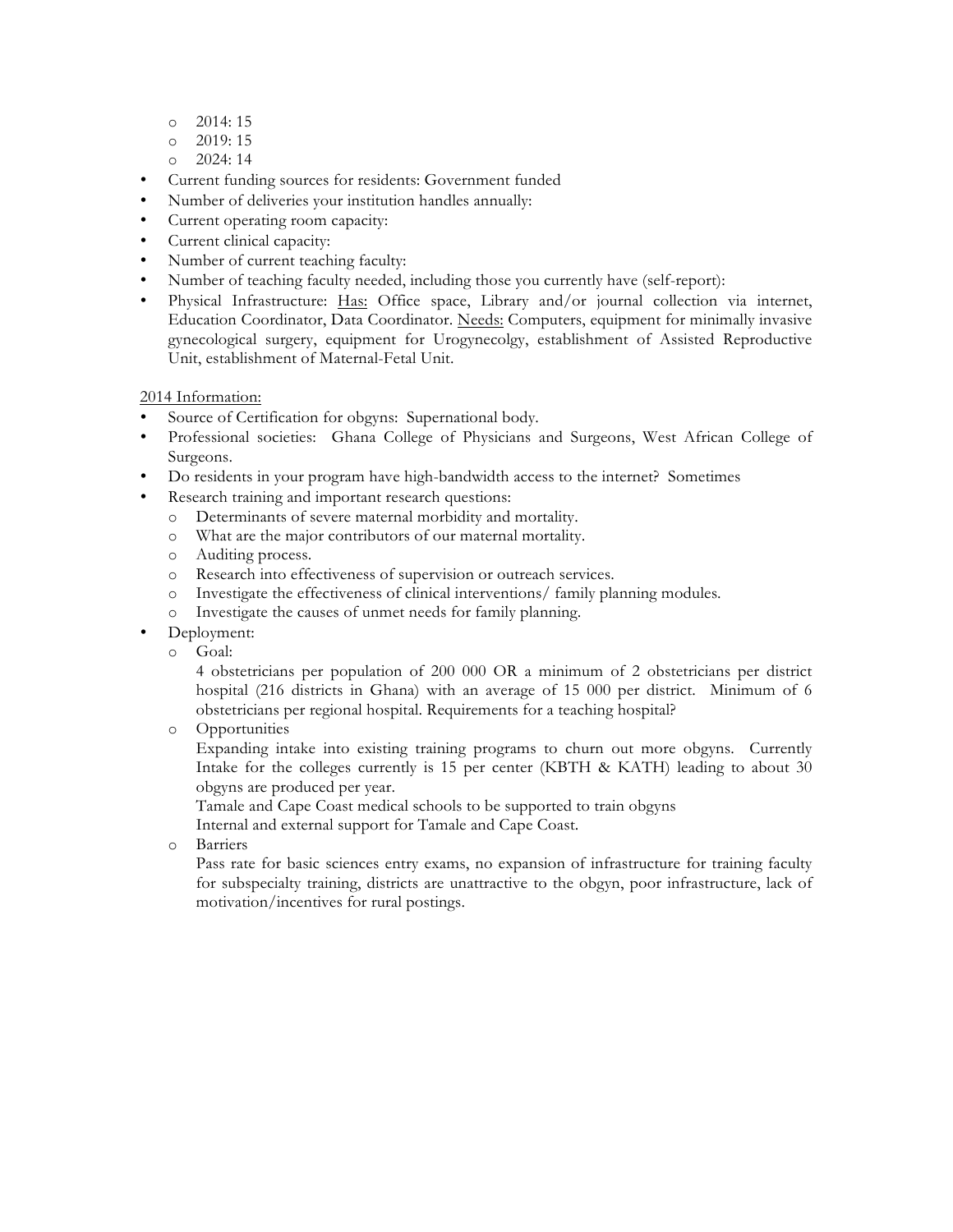- 2014: 15
  - 2019: 15
  - 2024: 14
- Current funding sources for residents: Government funded
- Number of deliveries your institution handles annually:
- Current operating room capacity:
- Current clinical capacity:
- Number of current teaching faculty:
- Number of teaching faculty needed, including those you currently have (self-report):
- Physical Infrastructure: <u>Has:</u> Office space, Library and/or journal collection via internet, Education Coordinator, Data Coordinator. <u>Needs:</u> Computers, equipment for minimally invasive gynecological surgery, equipment for Urogynecolgy, establishment of Assisted Reproductive Unit, establishment of Maternal-Fetal Unit.

<u>2014 Information:</u>

- Source of Certification for obgyns: Supernational body.
- Professional societies: Ghana College of Physicians and Surgeons, West African College of Surgeons.
- Do residents in your program have high-bandwidth access to the internet? Sometimes
- Research training and important research questions:
  - Determinants of severe maternal morbidity and mortality.
  - What are the major contributors of our maternal mortality.
  - Auditing process.
  - Research into effectiveness of supervision or outreach services.
  - Investigate the effectiveness of clinical interventions/ family planning modules.
  - Investigate the causes of unmet needs for family planning.
- Deployment:
  - Goal:

    4 obstetricians per population of 200 000 OR a minimum of 2 obstetricians per district hospital (216 districts in Ghana) with an average of 15 000 per district. Minimum of 6 obstetricians per regional hospital. Requirements for a teaching hospital?
  - Opportunities

    Expanding intake into existing training programs to churn out more obgyns. Currently Intake for the colleges currently is 15 per center (KBTH & KATH) leading to about 30 obgyns are produced per year.

    Tamale and Cape Coast medical schools to be supported to train obgyns

    Internal and external support for Tamale and Cape Coast.
  - Barriers

    Pass rate for basic sciences entry exams, no expansion of infrastructure for training faculty for subspecialty training, districts are unattractive to the obgyn, poor infrastructure, lack of motivation/incentives for rural postings.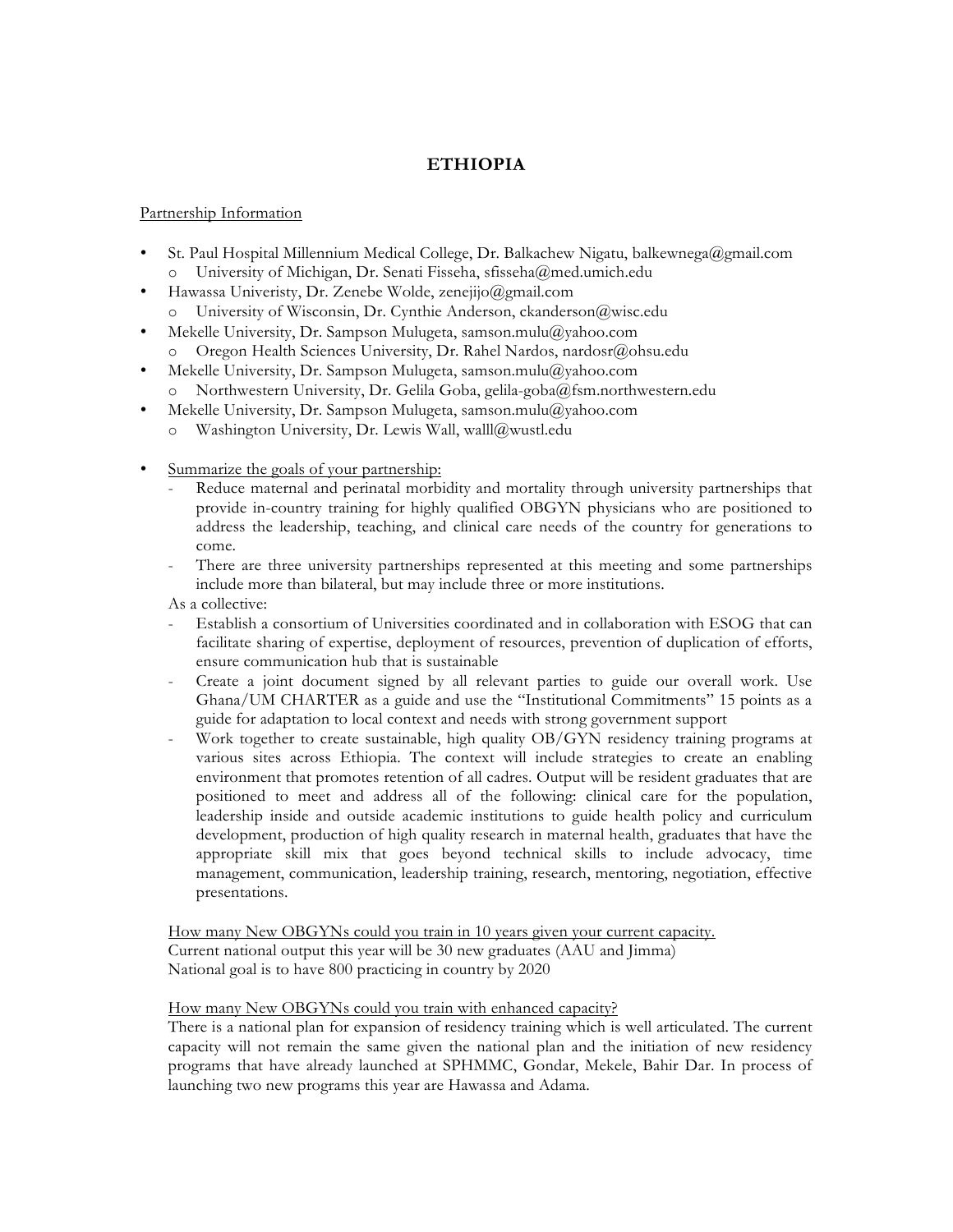# ETHIOPIA

Partnership Information

- St. Paul Hospital Millennium Medical College, Dr. Balkachew Nigatu, balkewnega@gmail.com
  - o University of Michigan, Dr. Senati Fisseha, sfisseha@med.umich.edu
- Hawassa Univeristy, Dr. Zenebe Wolde, zenejijo@gmail.com
  - o University of Wisconsin, Dr. Cynthie Anderson, ckanderson@wisc.edu
- Mekelle University, Dr. Sampson Mulugeta, samson.mulu@yahoo.com
  - o Oregon Health Sciences University, Dr. Rahel Nardos, nardosr@ohsu.edu
- Mekelle University, Dr. Sampson Mulugeta, samson.mulu@yahoo.com
  - o Northwestern University, Dr. Gelila Goba, gelila-goba@fsm.northwestern.edu
- Mekelle University, Dr. Sampson Mulugeta, samson.mulu@yahoo.com
  - o Washington University, Dr. Lewis Wall, walll@wustl.edu

- Summarize the goals of your partnership:
  - Reduce maternal and perinatal morbidity and mortality through university partnerships that provide in-country training for highly qualified OBGYN physicians who are positioned to address the leadership, teaching, and clinical care needs of the country for generations to come.
  - There are three university partnerships represented at this meeting and some partnerships include more than bilateral, but may include three or more institutions.

  As a collective:
  - Establish a consortium of Universities coordinated and in collaboration with ESOG that can facilitate sharing of expertise, deployment of resources, prevention of duplication of efforts, ensure communication hub that is sustainable
  - Create a joint document signed by all relevant parties to guide our overall work. Use Ghana/UM CHARTER as a guide and use the "Institutional Commitments" 15 points as a guide for adaptation to local context and needs with strong government support
  - Work together to create sustainable, high quality OB/GYN residency training programs at various sites across Ethiopia. The context will include strategies to create an enabling environment that promotes retention of all cadres. Output will be resident graduates that are positioned to meet and address all of the following: clinical care for the population, leadership inside and outside academic institutions to guide health policy and curriculum development, production of high quality research in maternal health, graduates that have the appropriate skill mix that goes beyond technical skills to include advocacy, time management, communication, leadership training, research, mentoring, negotiation, effective presentations.

How many New OBGYNs could you train in 10 years given your current capacity.
Current national output this year will be 30 new graduates (AAU and Jimma)
National goal is to have 800 practicing in country by 2020

How many New OBGYNs could you train with enhanced capacity?
There is a national plan for expansion of residency training which is well articulated. The current capacity will not remain the same given the national plan and the initiation of new residency programs that have already launched at SPHMMC, Gondar, Mekele, Bahir Dar. In process of launching two new programs this year are Hawassa and Adama.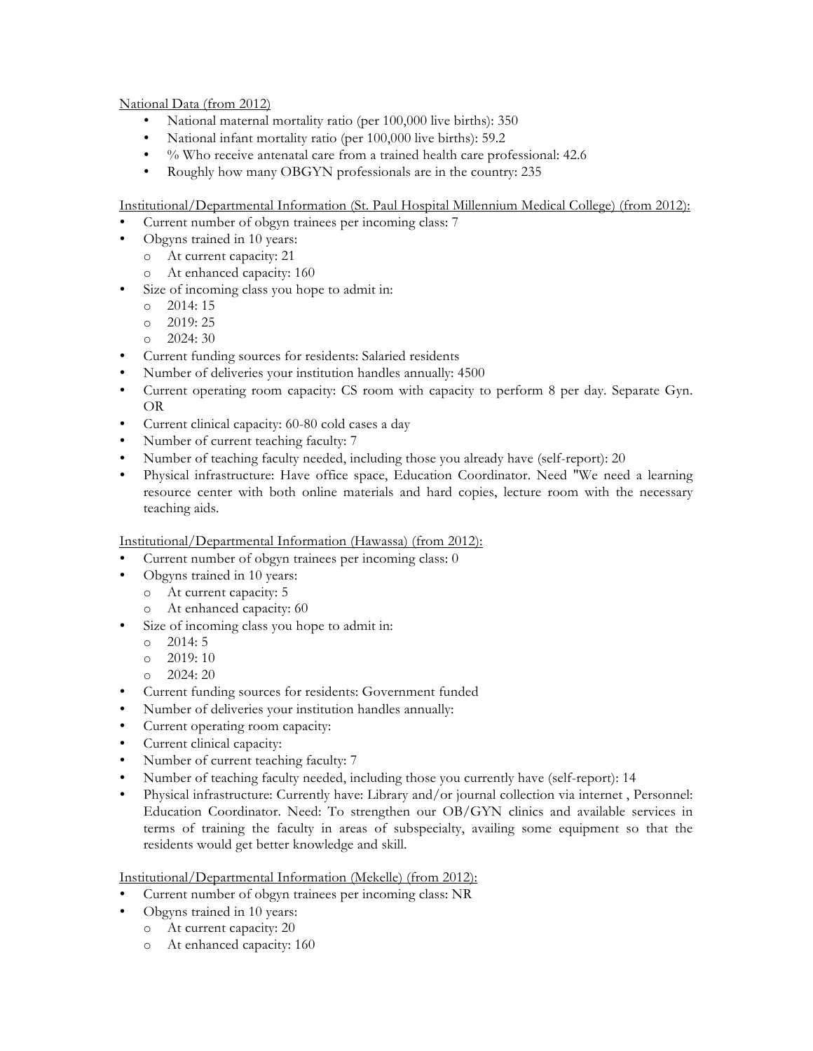National Data (from 2012)

- National maternal mortality ratio (per 100,000 live births): 350
- National infant mortality ratio (per 100,000 live births): 59.2
- % Who receive antenatal care from a trained health care professional: 42.6
- Roughly how many OBGYN professionals are in the country: 235

Institutional/Departmental Information (St. Paul Hospital Millennium Medical College) (from 2012):

- Current number of obgyn trainees per incoming class: 7
- Obgyns trained in 10 years:
  - At current capacity: 21
  - At enhanced capacity: 160
- Size of incoming class you hope to admit in:
  - 2014: 15
  - 2019: 25
  - 2024: 30
- Current funding sources for residents: Salaried residents
- Number of deliveries your institution handles annually: 4500
- Current operating room capacity: CS room with capacity to perform 8 per day. Separate Gyn. OR
- Current clinical capacity: 60-80 cold cases a day
- Number of current teaching faculty: 7
- Number of teaching faculty needed, including those you already have (self-report): 20
- Physical infrastructure: Have office space, Education Coordinator. Need "We need a learning resource center with both online materials and hard copies, lecture room with the necessary teaching aids.

Institutional/Departmental Information (Hawassa) (from 2012):

- Current number of obgyn trainees per incoming class: 0
- Obgyns trained in 10 years:
  - At current capacity: 5
  - At enhanced capacity: 60
- Size of incoming class you hope to admit in:
  - 2014: 5
  - 2019: 10
  - 2024: 20
- Current funding sources for residents: Government funded
- Number of deliveries your institution handles annually:
- Current operating room capacity:
- Current clinical capacity:
- Number of current teaching faculty: 7
- Number of teaching faculty needed, including those you currently have (self-report): 14
- Physical infrastructure: Currently have: Library and/or journal collection via internet , Personnel: Education Coordinator. Need: To strengthen our OB/GYN clinics and available services in terms of training the faculty in areas of subspecialty, availing some equipment so that the residents would get better knowledge and skill.

Institutional/Departmental Information (Mekelle) (from 2012):

- Current number of obgyn trainees per incoming class: NR
- Obgyns trained in 10 years:
  - At current capacity: 20
  - At enhanced capacity: 160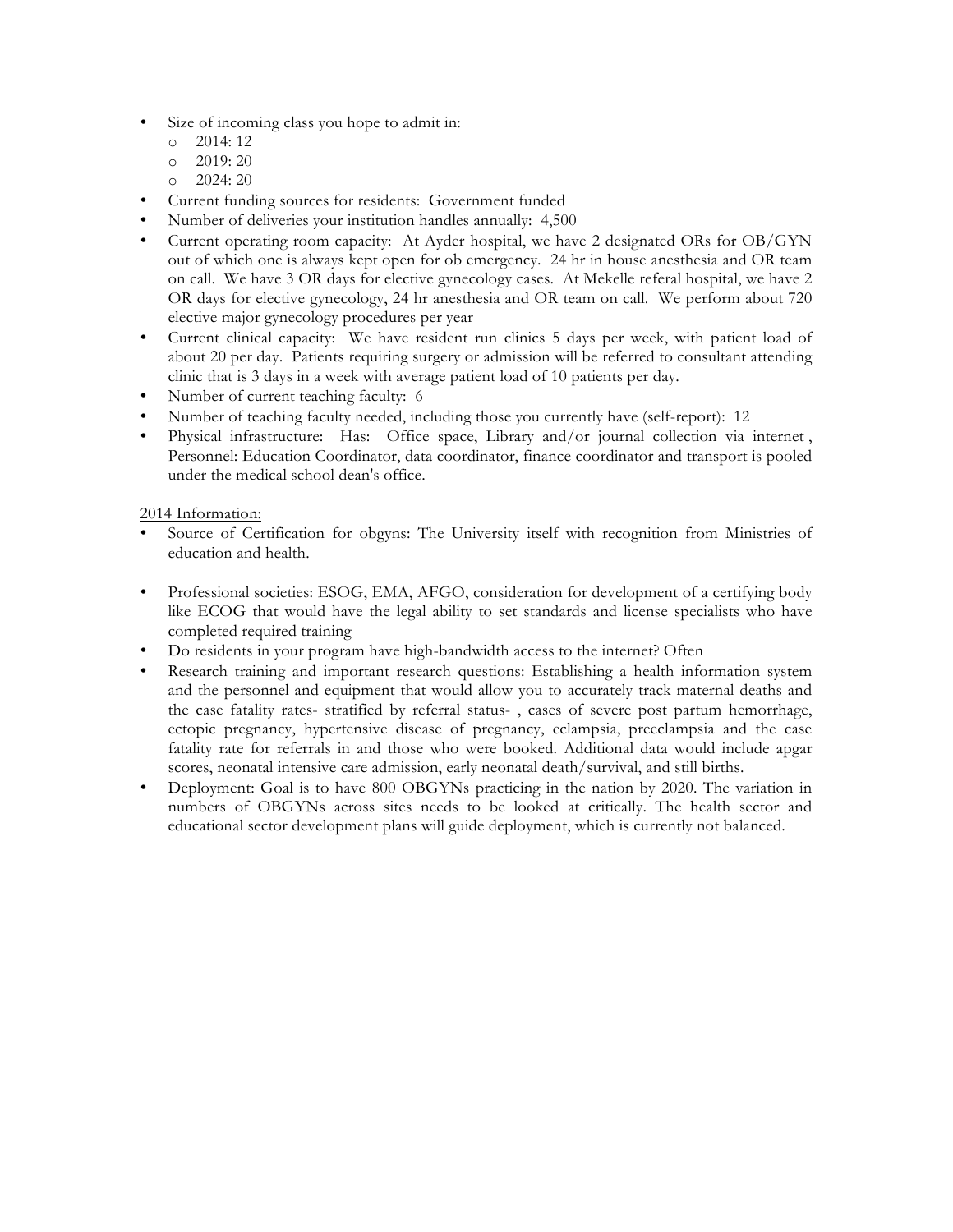- Size of incoming class you hope to admit in:
  - 2014: 12
  - 2019: 20
  - 2024: 20
- Current funding sources for residents: Government funded
- Number of deliveries your institution handles annually: 4,500
- Current operating room capacity: At Ayder hospital, we have 2 designated ORs for OB/GYN out of which one is always kept open for ob emergency. 24 hr in house anesthesia and OR team on call. We have 3 OR days for elective gynecology cases. At Mekelle referal hospital, we have 2 OR days for elective gynecology, 24 hr anesthesia and OR team on call. We perform about 720 elective major gynecology procedures per year
- Current clinical capacity: We have resident run clinics 5 days per week, with patient load of about 20 per day. Patients requiring surgery or admission will be referred to consultant attending clinic that is 3 days in a week with average patient load of 10 patients per day.
- Number of current teaching faculty: 6
- Number of teaching faculty needed, including those you currently have (self-report): 12
- Physical infrastructure: Has: Office space, Library and/or journal collection via internet , Personnel: Education Coordinator, data coordinator, finance coordinator and transport is pooled under the medical school dean's office.

<u>2014 Information:</u>

- Source of Certification for obgyns: The University itself with recognition from Ministries of education and health.

- Professional societies: ESOG, EMA, AFGO, consideration for development of a certifying body like ECOG that would have the legal ability to set standards and license specialists who have completed required training
- Do residents in your program have high-bandwidth access to the internet? Often
- Research training and important research questions: Establishing a health information system and the personnel and equipment that would allow you to accurately track maternal deaths and the case fatality rates- stratified by referral status- , cases of severe post partum hemorrhage, ectopic pregnancy, hypertensive disease of pregnancy, eclampsia, preeclampsia and the case fatality rate for referrals in and those who were booked. Additional data would include apgar scores, neonatal intensive care admission, early neonatal death/survival, and still births.
- Deployment: Goal is to have 800 OBGYNs practicing in the nation by 2020. The variation in numbers of OBGYNs across sites needs to be looked at critically. The health sector and educational sector development plans will guide deployment, which is currently not balanced.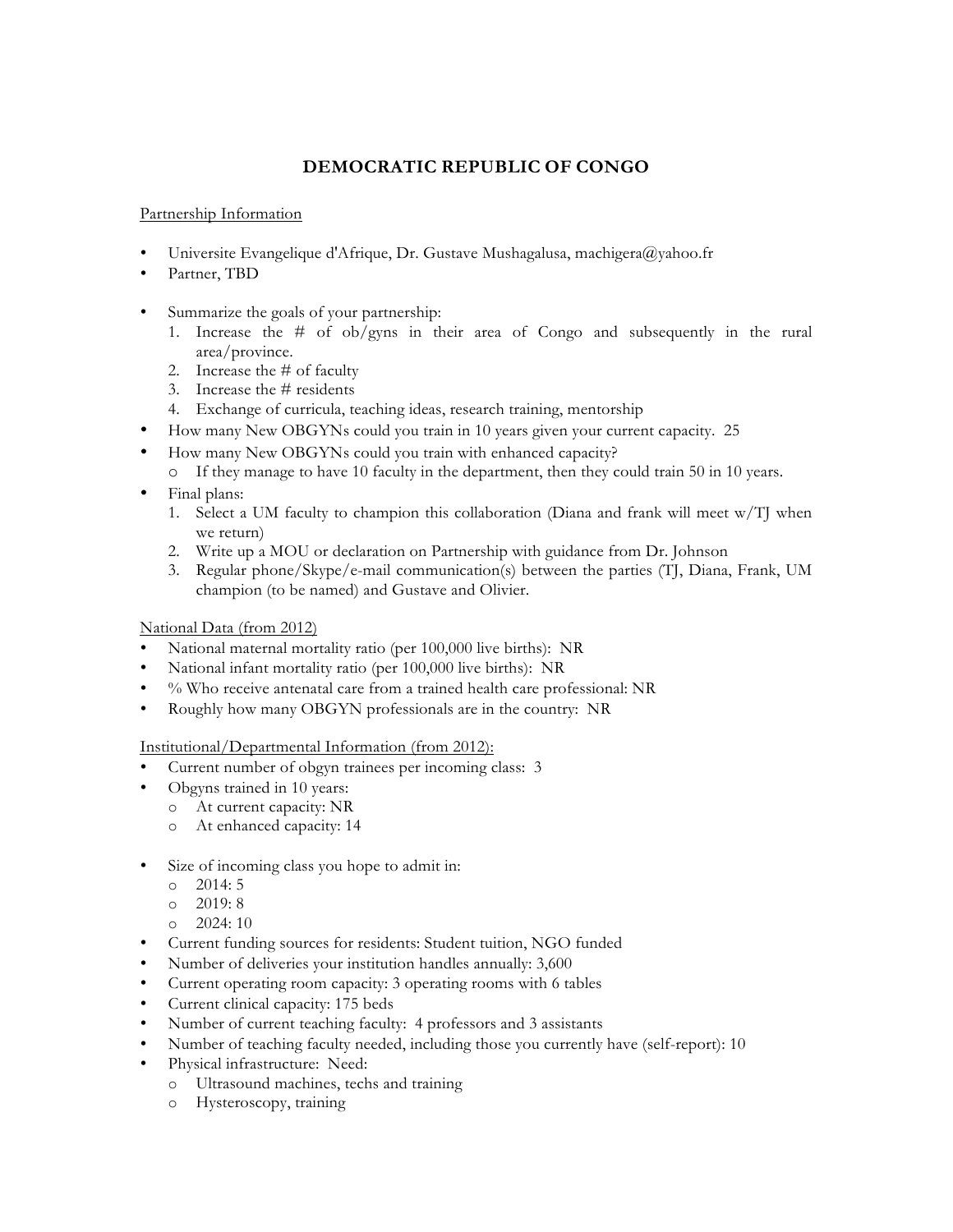# DEMOCRATIC REPUBLIC OF CONGO

Partnership Information

- Universite Evangelique d'Afrique, Dr. Gustave Mushagalusa, machigera@yahoo.fr
- Partner, TBD

- Summarize the goals of your partnership:
  1. Increase the # of ob/gyns in their area of Congo and subsequently in the rural area/province.
  2. Increase the # of faculty
  3. Increase the # residents
  4. Exchange of curricula, teaching ideas, research training, mentorship
- How many New OBGYNs could you train in 10 years given your current capacity. 25
- How many New OBGYNs could you train with enhanced capacity?
  - If they manage to have 10 faculty in the department, then they could train 50 in 10 years.
- Final plans:
  1. Select a UM faculty to champion this collaboration (Diana and frank will meet w/TJ when we return)
  2. Write up a MOU or declaration on Partnership with guidance from Dr. Johnson
  3. Regular phone/Skype/e-mail communication(s) between the parties (TJ, Diana, Frank, UM champion (to be named) and Gustave and Olivier.

National Data (from 2012)

- National maternal mortality ratio (per 100,000 live births): NR
- National infant mortality ratio (per 100,000 live births): NR
- % Who receive antenatal care from a trained health care professional: NR
- Roughly how many OBGYN professionals are in the country: NR

Institutional/Departmental Information (from 2012):

- Current number of obgyn trainees per incoming class: 3
- Obgyns trained in 10 years:
  - At current capacity: NR
  - At enhanced capacity: 14

- Size of incoming class you hope to admit in:
  - 2014: 5
  - 2019: 8
  - 2024: 10
- Current funding sources for residents: Student tuition, NGO funded
- Number of deliveries your institution handles annually: 3,600
- Current operating room capacity: 3 operating rooms with 6 tables
- Current clinical capacity: 175 beds
- Number of current teaching faculty: 4 professors and 3 assistants
- Number of teaching faculty needed, including those you currently have (self-report): 10
- Physical infrastructure: Need:
  - Ultrasound machines, techs and training
  - Hysteroscopy, training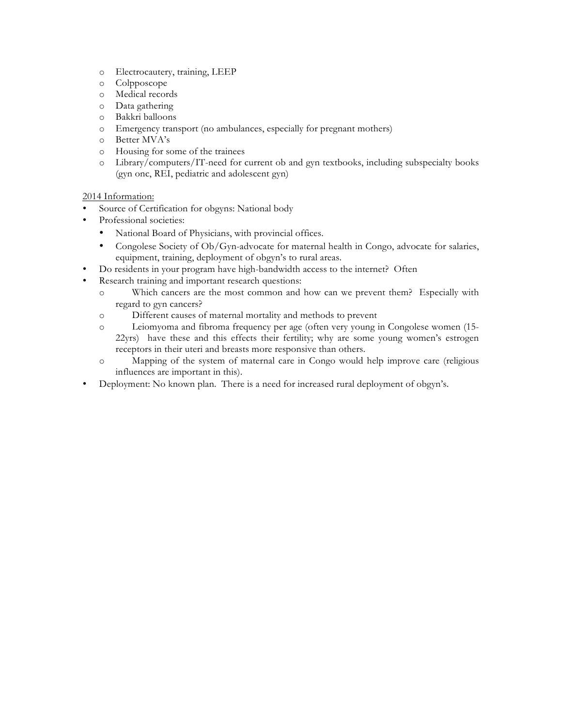- Electrocautery, training, LEEP
- Colpposcope
- Medical records
- Data gathering
- Bakkri balloons
- Emergency transport (no ambulances, especially for pregnant mothers)
- Better MVA's
- Housing for some of the trainees
- Library/computers/IT-need for current ob and gyn textbooks, including subspecialty books (gyn onc, REI, pediatric and adolescent gyn)

<u>2014 Information:</u>

- Source of Certification for obgyns: National body
- Professional societies:
  - National Board of Physicians, with provincial offices.
  - Congolese Society of Ob/Gyn-advocate for maternal health in Congo, advocate for salaries, equipment, training, deployment of obgyn's to rural areas.
- Do residents in your program have high-bandwidth access to the internet? Often
- Research training and important research questions:
  - Which cancers are the most common and how can we prevent them? Especially with regard to gyn cancers?
  - Different causes of maternal mortality and methods to prevent
  - Leiomyoma and fibroma frequency per age (often very young in Congolese women (15-22yrs) have these and this effects their fertility; why are some young women's estrogen receptors in their uteri and breasts more responsive than others.
  - Mapping of the system of maternal care in Congo would help improve care (religious influences are important in this).
- Deployment: No known plan. There is a need for increased rural deployment of obgyn's.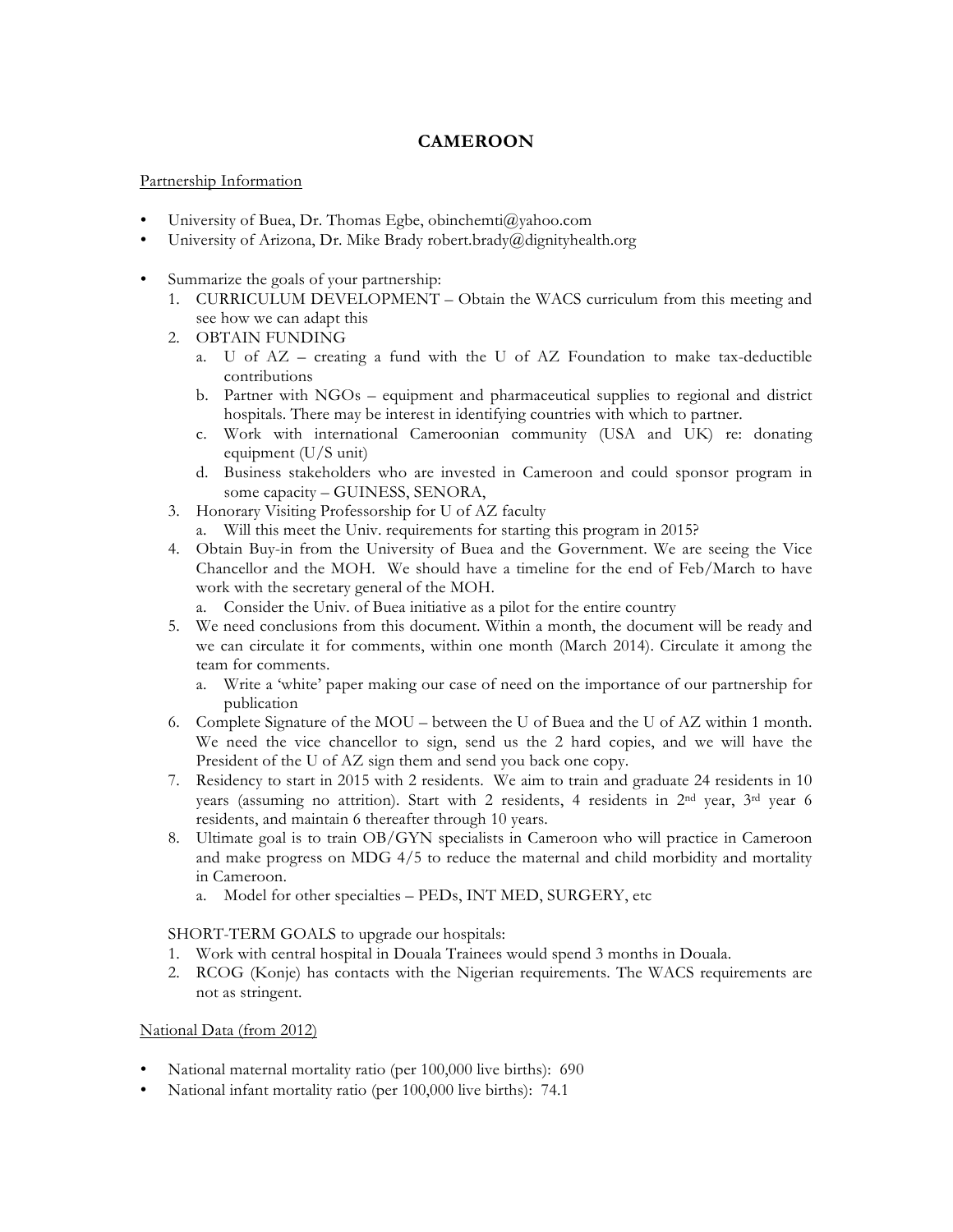# CAMEROON

Partnership Information

- University of Buea, Dr. Thomas Egbe, obinchemti@yahoo.com
- University of Arizona, Dr. Mike Brady robert.brady@dignityhealth.org

- Summarize the goals of your partnership:
  1. CURRICULUM DEVELOPMENT – Obtain the WACS curriculum from this meeting and see how we can adapt this
  2. OBTAIN FUNDING
     a. U of AZ – creating a fund with the U of AZ Foundation to make tax-deductible contributions
     b. Partner with NGOs – equipment and pharmaceutical supplies to regional and district hospitals. There may be interest in identifying countries with which to partner.
     c. Work with international Cameroonian community (USA and UK) re: donating equipment (U/S unit)
     d. Business stakeholders who are invested in Cameroon and could sponsor program in some capacity – GUINESS, SENORA,
  3. Honorary Visiting Professorship for U of AZ faculty
     a. Will this meet the Univ. requirements for starting this program in 2015?
  4. Obtain Buy-in from the University of Buea and the Government. We are seeing the Vice Chancellor and the MOH. We should have a timeline for the end of Feb/March to have work with the secretary general of the MOH.
     a. Consider the Univ. of Buea initiative as a pilot for the entire country
  5. We need conclusions from this document. Within a month, the document will be ready and we can circulate it for comments, within one month (March 2014). Circulate it among the team for comments.
     a. Write a 'white' paper making our case of need on the importance of our partnership for publication
  6. Complete Signature of the MOU – between the U of Buea and the U of AZ within 1 month. We need the vice chancellor to sign, send us the 2 hard copies, and we will have the President of the U of AZ sign them and send you back one copy.
  7. Residency to start in 2015 with 2 residents. We aim to train and graduate 24 residents in 10 years (assuming no attrition). Start with 2 residents, 4 residents in 2nd year, 3rd year 6 residents, and maintain 6 thereafter through 10 years.
  8. Ultimate goal is to train OB/GYN specialists in Cameroon who will practice in Cameroon and make progress on MDG 4/5 to reduce the maternal and child morbidity and mortality in Cameroon.
     a. Model for other specialties – PEDs, INT MED, SURGERY, etc

  SHORT-TERM GOALS to upgrade our hospitals:
  1. Work with central hospital in Douala Trainees would spend 3 months in Douala.
  2. RCOG (Konje) has contacts with the Nigerian requirements. The WACS requirements are not as stringent.

National Data (from 2012)

- National maternal mortality ratio (per 100,000 live births): 690
- National infant mortality ratio (per 100,000 live births): 74.1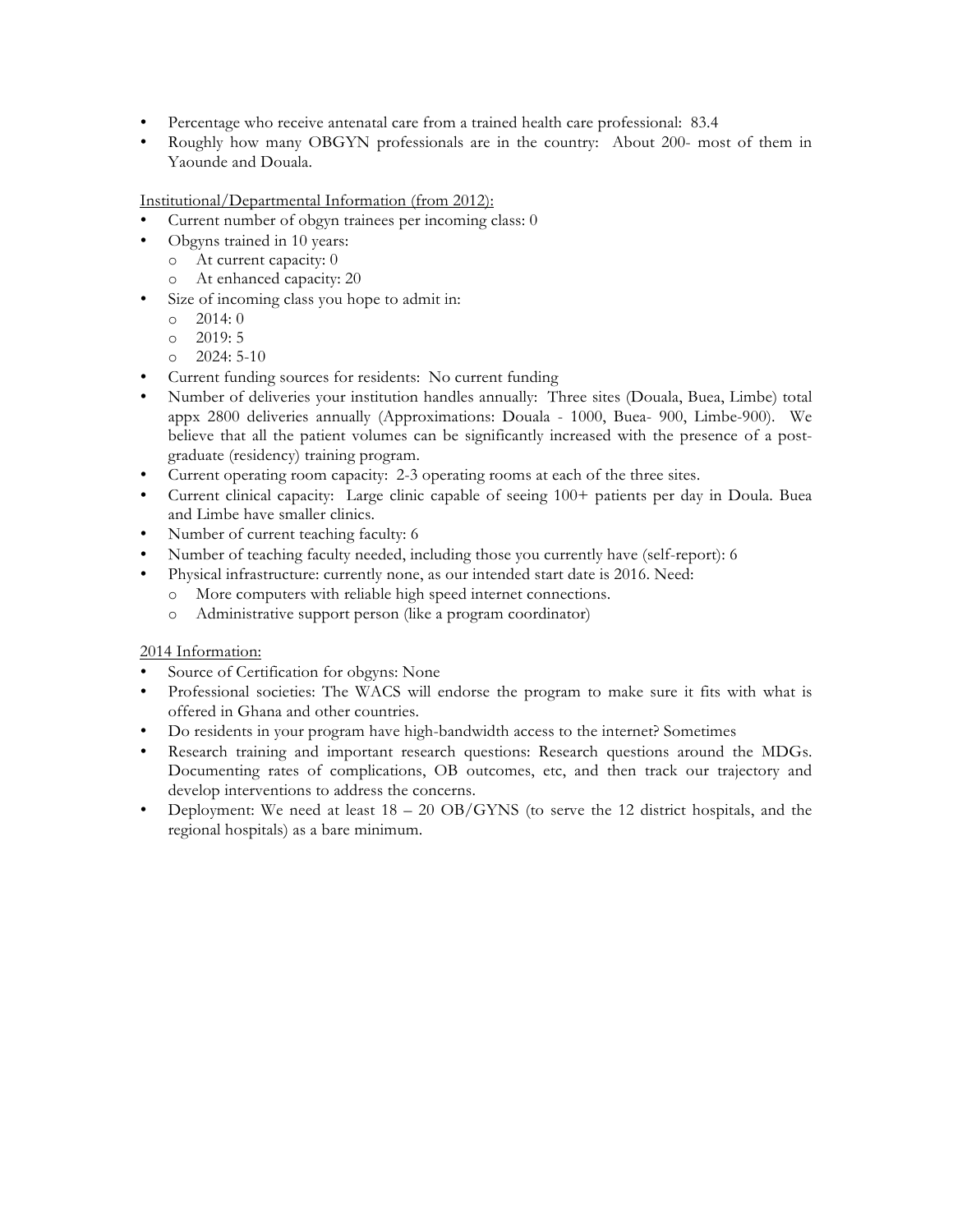- Percentage who receive antenatal care from a trained health care professional: 83.4
- Roughly how many OBGYN professionals are in the country: About 200- most of them in Yaounde and Douala.

Institutional/Departmental Information (from 2012):

- Current number of obgyn trainees per incoming class: 0
- Obgyns trained in 10 years:
  - At current capacity: 0
  - At enhanced capacity: 20
- Size of incoming class you hope to admit in:
  - 2014: 0
  - 2019: 5
  - 2024: 5-10
- Current funding sources for residents: No current funding
- Number of deliveries your institution handles annually: Three sites (Douala, Buea, Limbe) total appx 2800 deliveries annually (Approximations: Douala - 1000, Buea- 900, Limbe-900). We believe that all the patient volumes can be significantly increased with the presence of a post-graduate (residency) training program.
- Current operating room capacity: 2-3 operating rooms at each of the three sites.
- Current clinical capacity: Large clinic capable of seeing 100+ patients per day in Doula. Buea and Limbe have smaller clinics.
- Number of current teaching faculty: 6
- Number of teaching faculty needed, including those you currently have (self-report): 6
- Physical infrastructure: currently none, as our intended start date is 2016. Need:
  - More computers with reliable high speed internet connections.
  - Administrative support person (like a program coordinator)

2014 Information:

- Source of Certification for obgyns: None
- Professional societies: The WACS will endorse the program to make sure it fits with what is offered in Ghana and other countries.
- Do residents in your program have high-bandwidth access to the internet? Sometimes
- Research training and important research questions: Research questions around the MDGs. Documenting rates of complications, OB outcomes, etc, and then track our trajectory and develop interventions to address the concerns.
- Deployment: We need at least 18 – 20 OB/GYNS (to serve the 12 district hospitals, and the regional hospitals) as a bare minimum.